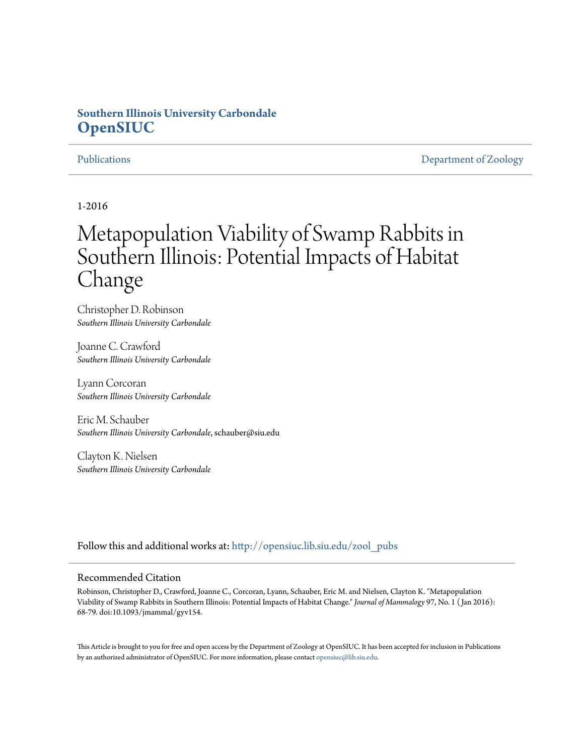**Southern Illinois University Carbondale**
**OpenSIUC**

Publications | Department of Zoology

1-2016

# Metapopulation Viability of Swamp Rabbits in Southern Illinois: Potential Impacts of Habitat Change

Christopher D. Robinson
*Southern Illinois University Carbondale*

Joanne C. Crawford
*Southern Illinois University Carbondale*

Lyann Corcoran
*Southern Illinois University Carbondale*

Eric M. Schauber
*Southern Illinois University Carbondale*, schauber@siu.edu

Clayton K. Nielsen
*Southern Illinois University Carbondale*

Follow this and additional works at: http://opensiuc.lib.siu.edu/zool_pubs

## Recommended Citation

Robinson, Christopher D., Crawford, Joanne C., Corcoran, Lyann, Schauber, Eric M. and Nielsen, Clayton K. "Metapopulation Viability of Swamp Rabbits in Southern Illinois: Potential Impacts of Habitat Change." *Journal of Mammalogy* 97, No. 1 (Jan 2016): 68-79. doi:10.1093/jmammal/gyv154.

This Article is brought to you for free and open access by the Department of Zoology at OpenSIUC. It has been accepted for inclusion in Publications by an authorized administrator of OpenSIUC. For more information, please contact opensiuc@lib.siu.edu.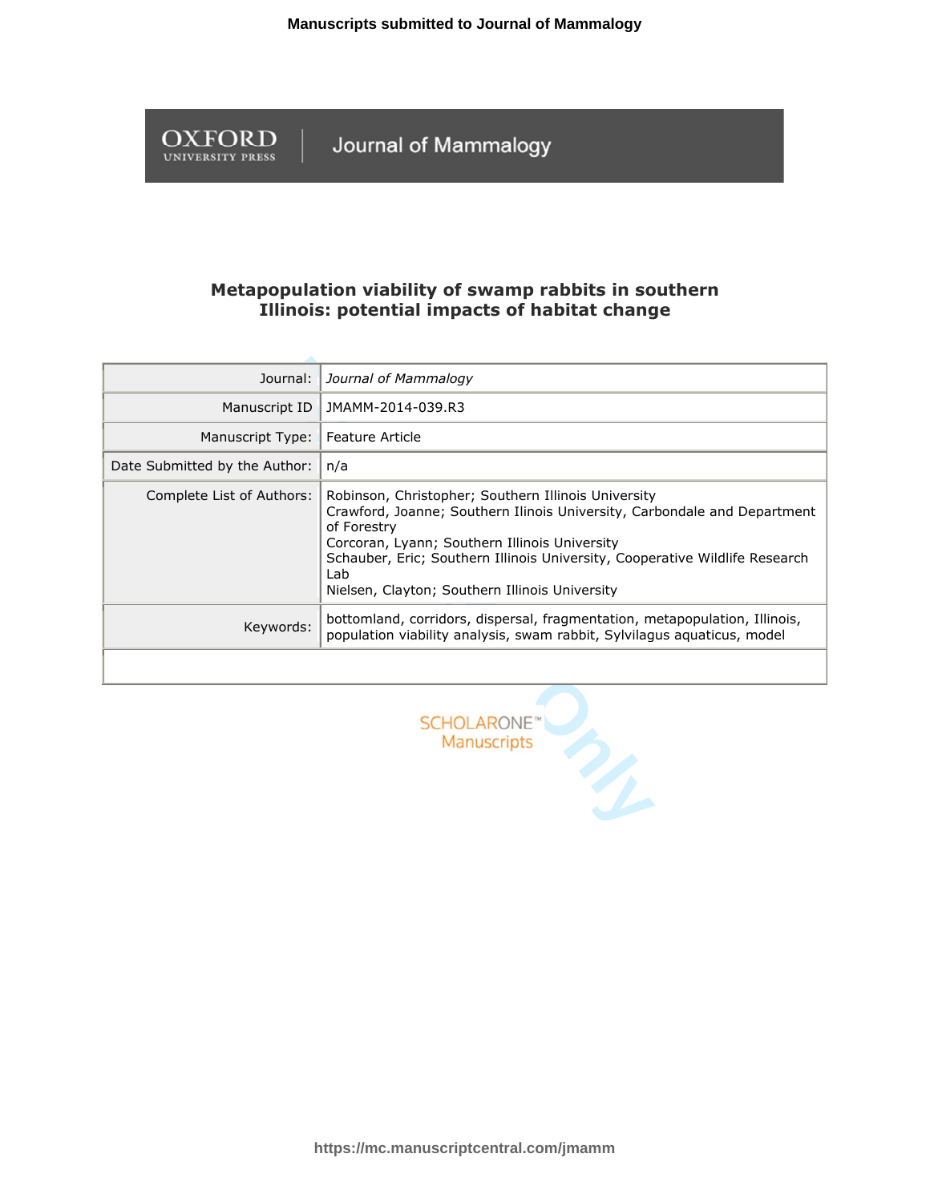# Metapopulation viability of swamp rabbits in southern Illinois: potential impacts of habitat change

| | |
|---|---|
| Journal: | *Journal of Mammalogy* |
| Manuscript ID | JMAMM-2014-039.R3 |
| Manuscript Type: | Feature Article |
| Date Submitted by the Author: | n/a |
| Complete List of Authors: | Robinson, Christopher; Southern Illinois University<br>Crawford, Joanne; Southern Ilinois University, Carbondale and Department of Forestry<br>Corcoran, Lyann; Southern Illinois University<br>Schauber, Eric; Southern Illinois University, Cooperative Wildlife Research Lab<br>Nielsen, Clayton; Southern Illinois University |
| Keywords: | bottomland, corridors, dispersal, fragmentation, metapopulation, Illinois, population viability analysis, swam rabbit, Sylvilagus aquaticus, model |
| | |

SCHOLARONE™ Manuscripts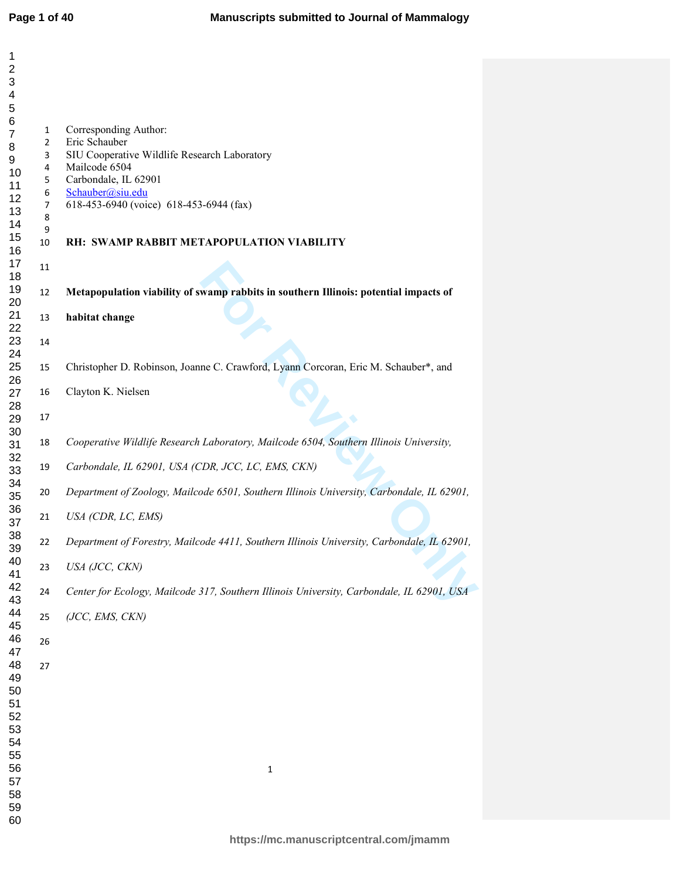Corresponding Author:
Eric Schauber
SIU Cooperative Wildlife Research Laboratory
Mailcode 6504
Carbondale, IL 62901
Schauber@siu.edu
618-453-6940 (voice) 618-453-6944 (fax)

**RH: SWAMP RABBIT METAPOPULATION VIABILITY**

# Metapopulation viability of swamp rabbits in southern Illinois: potential impacts of habitat change

Christopher D. Robinson, Joanne C. Crawford, Lyann Corcoran, Eric M. Schauber*, and Clayton K. Nielsen

*Cooperative Wildlife Research Laboratory, Mailcode 6504, Southern Illinois University, Carbondale, IL 62901, USA (CDR, JCC, LC, EMS, CKN)*

*Department of Zoology, Mailcode 6501, Southern Illinois University, Carbondale, IL 62901, USA (CDR, LC, EMS)*

*Department of Forestry, Mailcode 4411, Southern Illinois University, Carbondale, IL 62901, USA (JCC, CKN)*

*Center for Ecology, Mailcode 317, Southern Illinois University, Carbondale, IL 62901, USA (JCC, EMS, CKN)*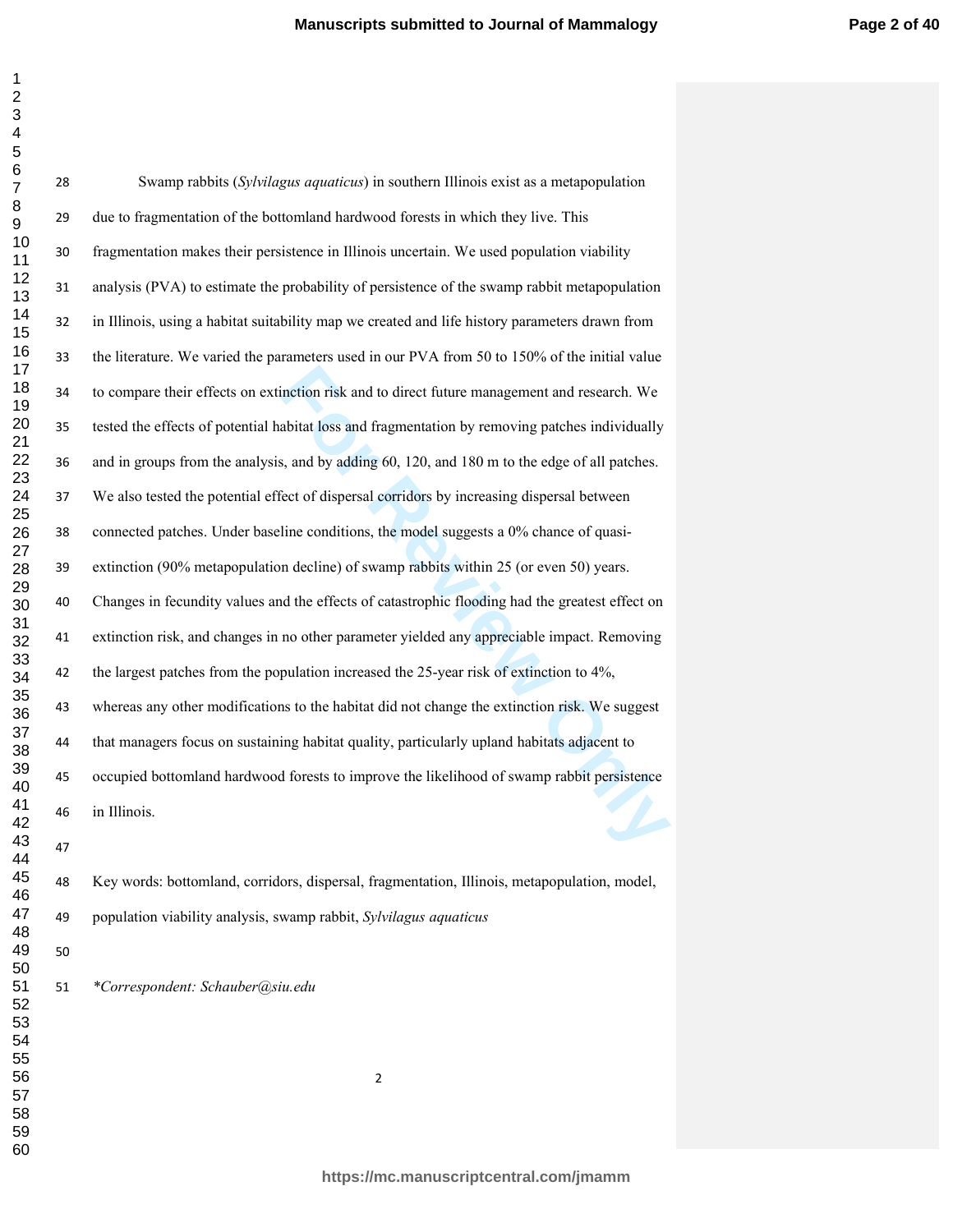Swamp rabbits (*Sylvilagus aquaticus*) in southern Illinois exist as a metapopulation due to fragmentation of the bottomland hardwood forests in which they live. This fragmentation makes their persistence in Illinois uncertain. We used population viability analysis (PVA) to estimate the probability of persistence of the swamp rabbit metapopulation in Illinois, using a habitat suitability map we created and life history parameters drawn from the literature. We varied the parameters used in our PVA from 50 to 150% of the initial value to compare their effects on extinction risk and to direct future management and research. We tested the effects of potential habitat loss and fragmentation by removing patches individually and in groups from the analysis, and by adding 60, 120, and 180 m to the edge of all patches. We also tested the potential effect of dispersal corridors by increasing dispersal between connected patches. Under baseline conditions, the model suggests a 0% chance of quasi-extinction (90% metapopulation decline) of swamp rabbits within 25 (or even 50) years. Changes in fecundity values and the effects of catastrophic flooding had the greatest effect on extinction risk, and changes in no other parameter yielded any appreciable impact. Removing the largest patches from the population increased the 25-year risk of extinction to 4%, whereas any other modifications to the habitat did not change the extinction risk. We suggest that managers focus on sustaining habitat quality, particularly upland habitats adjacent to occupied bottomland hardwood forests to improve the likelihood of swamp rabbit persistence in Illinois.

Key words: bottomland, corridors, dispersal, fragmentation, Illinois, metapopulation, model, population viability analysis, swamp rabbit, *Sylvilagus aquaticus*

**Correspondent: Schauber@siu.edu*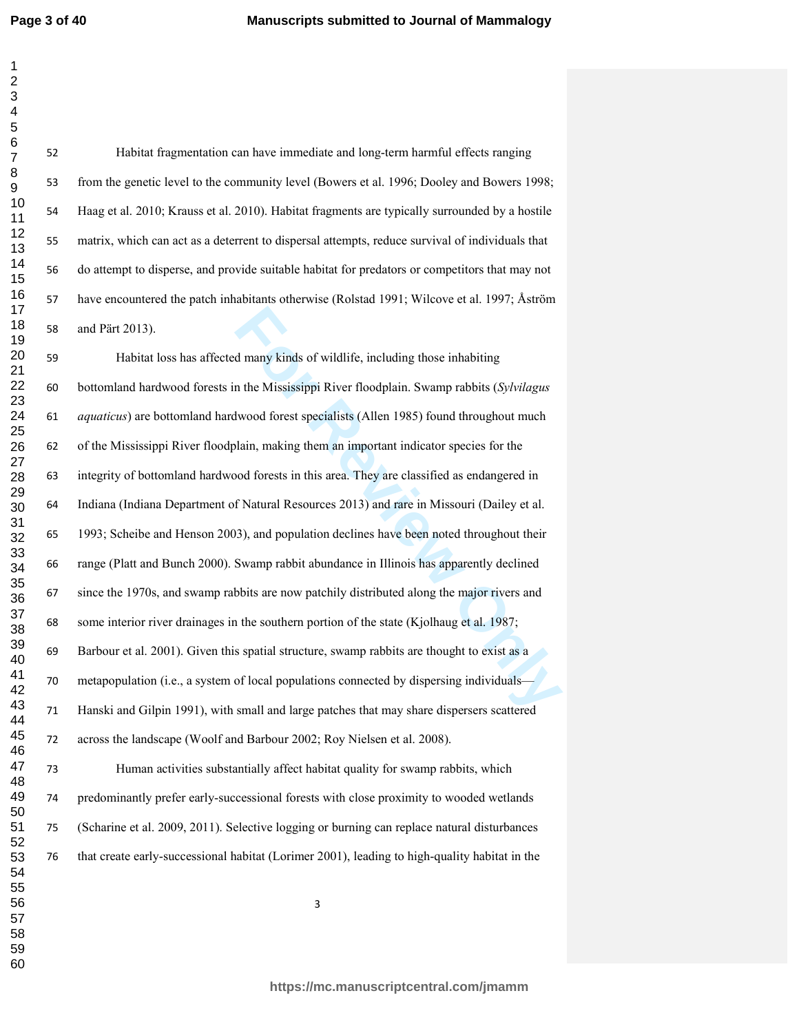Habitat fragmentation can have immediate and long-term harmful effects ranging from the genetic level to the community level (Bowers et al. 1996; Dooley and Bowers 1998; Haag et al. 2010; Krauss et al. 2010). Habitat fragments are typically surrounded by a hostile matrix, which can act as a deterrent to dispersal attempts, reduce survival of individuals that do attempt to disperse, and provide suitable habitat for predators or competitors that may not have encountered the patch inhabitants otherwise (Rolstad 1991; Wilcove et al. 1997; Åström and Pärt 2013).

Habitat loss has affected many kinds of wildlife, including those inhabiting bottomland hardwood forests in the Mississippi River floodplain. Swamp rabbits (*Sylvilagus aquaticus*) are bottomland hardwood forest specialists (Allen 1985) found throughout much of the Mississippi River floodplain, making them an important indicator species for the integrity of bottomland hardwood forests in this area. They are classified as endangered in Indiana (Indiana Department of Natural Resources 2013) and rare in Missouri (Dailey et al. 1993; Scheibe and Henson 2003), and population declines have been noted throughout their range (Platt and Bunch 2000). Swamp rabbit abundance in Illinois has apparently declined since the 1970s, and swamp rabbits are now patchily distributed along the major rivers and some interior river drainages in the southern portion of the state (Kjolhaug et al. 1987; Barbour et al. 2001). Given this spatial structure, swamp rabbits are thought to exist as a metapopulation (i.e., a system of local populations connected by dispersing individuals—Hanski and Gilpin 1991), with small and large patches that may share dispersers scattered across the landscape (Woolf and Barbour 2002; Roy Nielsen et al. 2008).

Human activities substantially affect habitat quality for swamp rabbits, which predominantly prefer early-successional forests with close proximity to wooded wetlands (Scharine et al. 2009, 2011). Selective logging or burning can replace natural disturbances that create early-successional habitat (Lorimer 2001), leading to high-quality habitat in the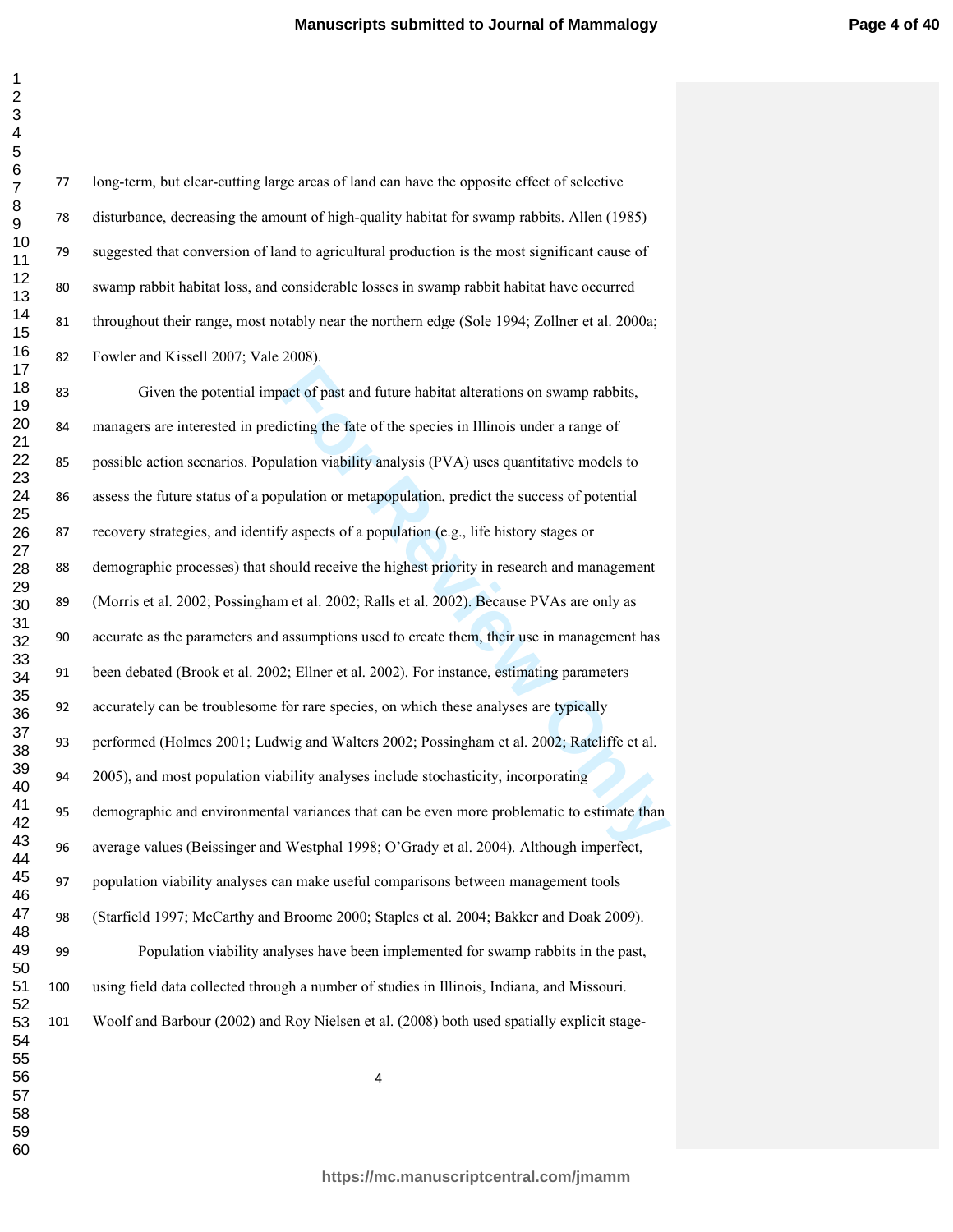long-term, but clear-cutting large areas of land can have the opposite effect of selective disturbance, decreasing the amount of high-quality habitat for swamp rabbits. Allen (1985) suggested that conversion of land to agricultural production is the most significant cause of swamp rabbit habitat loss, and considerable losses in swamp rabbit habitat have occurred throughout their range, most notably near the northern edge (Sole 1994; Zollner et al. 2000a; Fowler and Kissell 2007; Vale 2008).

Given the potential impact of past and future habitat alterations on swamp rabbits, managers are interested in predicting the fate of the species in Illinois under a range of possible action scenarios. Population viability analysis (PVA) uses quantitative models to assess the future status of a population or metapopulation, predict the success of potential recovery strategies, and identify aspects of a population (e.g., life history stages or demographic processes) that should receive the highest priority in research and management (Morris et al. 2002; Possingham et al. 2002; Ralls et al. 2002). Because PVAs are only as accurate as the parameters and assumptions used to create them, their use in management has been debated (Brook et al. 2002; Ellner et al. 2002). For instance, estimating parameters accurately can be troublesome for rare species, on which these analyses are typically performed (Holmes 2001; Ludwig and Walters 2002; Possingham et al. 2002; Ratcliffe et al. 2005), and most population viability analyses include stochasticity, incorporating demographic and environmental variances that can be even more problematic to estimate than average values (Beissinger and Westphal 1998; O'Grady et al. 2004). Although imperfect, population viability analyses can make useful comparisons between management tools (Starfield 1997; McCarthy and Broome 2000; Staples et al. 2004; Bakker and Doak 2009).

Population viability analyses have been implemented for swamp rabbits in the past, using field data collected through a number of studies in Illinois, Indiana, and Missouri. Woolf and Barbour (2002) and Roy Nielsen et al. (2008) both used spatially explicit stage-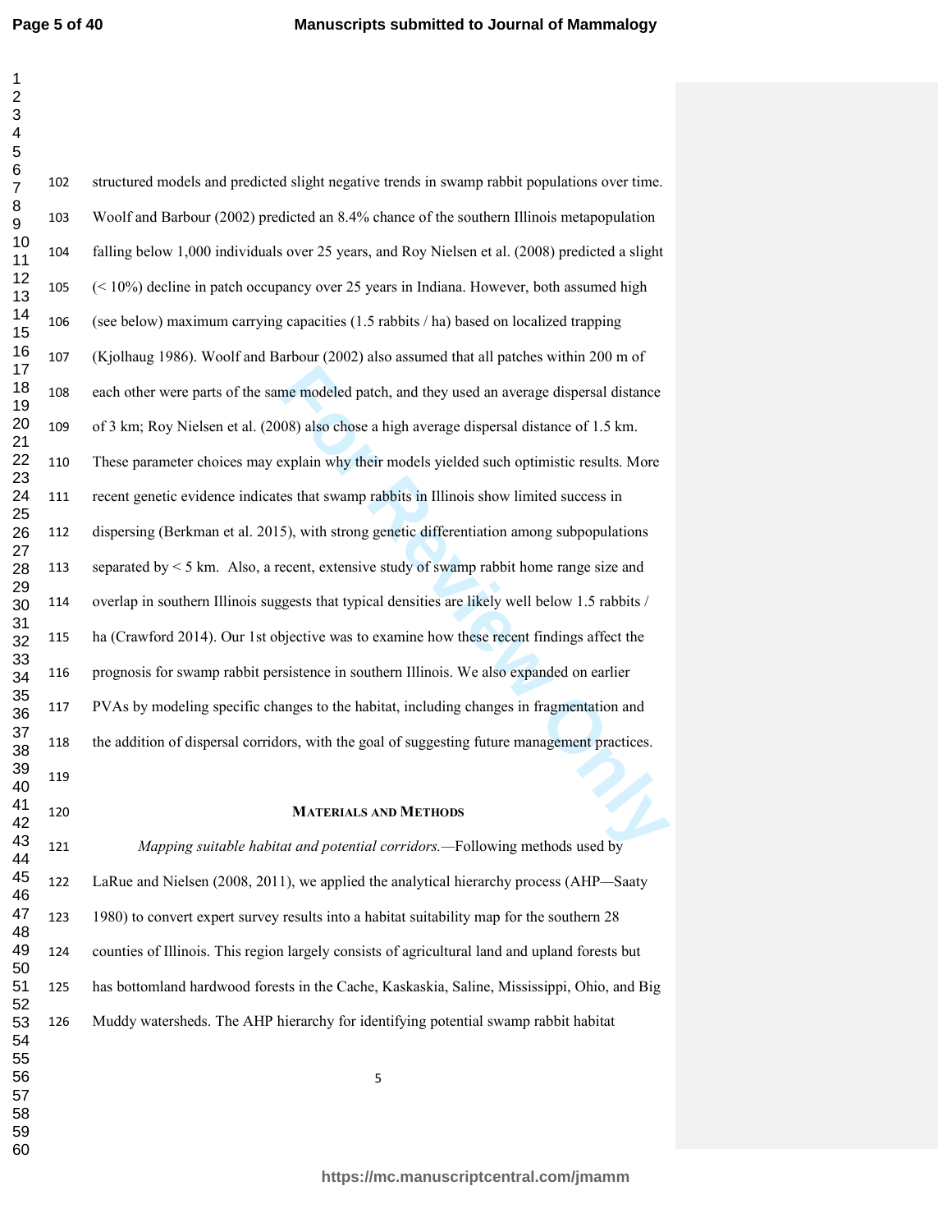structured models and predicted slight negative trends in swamp rabbit populations over time. Woolf and Barbour (2002) predicted an 8.4% chance of the southern Illinois metapopulation falling below 1,000 individuals over 25 years, and Roy Nielsen et al. (2008) predicted a slight (< 10%) decline in patch occupancy over 25 years in Indiana. However, both assumed high (see below) maximum carrying capacities (1.5 rabbits / ha) based on localized trapping (Kjolhaug 1986). Woolf and Barbour (2002) also assumed that all patches within 200 m of each other were parts of the same modeled patch, and they used an average dispersal distance of 3 km; Roy Nielsen et al. (2008) also chose a high average dispersal distance of 1.5 km. These parameter choices may explain why their models yielded such optimistic results. More recent genetic evidence indicates that swamp rabbits in Illinois show limited success in dispersing (Berkman et al. 2015), with strong genetic differentiation among subpopulations separated by < 5 km. Also, a recent, extensive study of swamp rabbit home range size and overlap in southern Illinois suggests that typical densities are likely well below 1.5 rabbits / ha (Crawford 2014). Our 1st objective was to examine how these recent findings affect the prognosis for swamp rabbit persistence in southern Illinois. We also expanded on earlier PVAs by modeling specific changes to the habitat, including changes in fragmentation and the addition of dispersal corridors, with the goal of suggesting future management practices.

## MATERIALS AND METHODS

*Mapping suitable habitat and potential corridors.*—Following methods used by LaRue and Nielsen (2008, 2011), we applied the analytical hierarchy process (AHP—Saaty 1980) to convert expert survey results into a habitat suitability map for the southern 28 counties of Illinois. This region largely consists of agricultural land and upland forests but has bottomland hardwood forests in the Cache, Kaskaskia, Saline, Mississippi, Ohio, and Big Muddy watersheds. The AHP hierarchy for identifying potential swamp rabbit habitat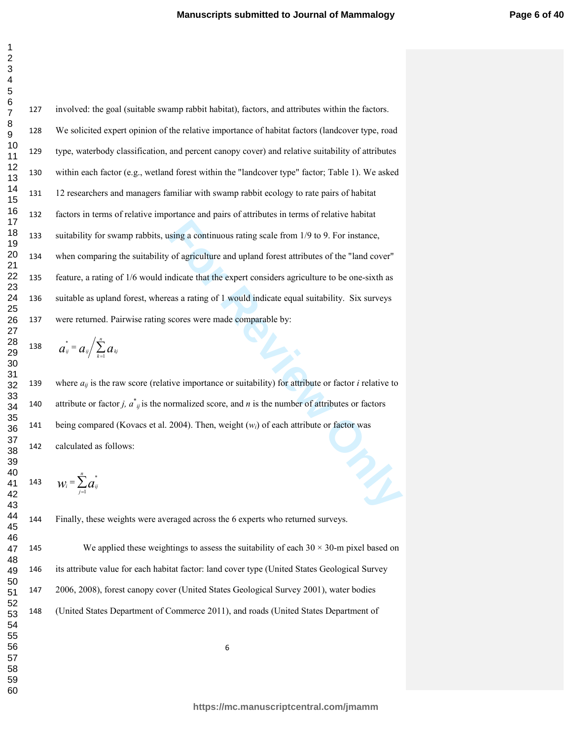involved: the goal (suitable swamp rabbit habitat), factors, and attributes within the factors. We solicited expert opinion of the relative importance of habitat factors (landcover type, road type, waterbody classification, and percent canopy cover) and relative suitability of attributes within each factor (e.g., wetland forest within the "landcover type" factor; Table 1). We asked 12 researchers and managers familiar with swamp rabbit ecology to rate pairs of habitat factors in terms of relative importance and pairs of attributes in terms of relative habitat suitability for swamp rabbits, using a continuous rating scale from 1/9 to 9. For instance, when comparing the suitability of agriculture and upland forest attributes of the "land cover" feature, a rating of 1/6 would indicate that the expert considers agriculture to be one-sixth as suitable as upland forest, whereas a rating of 1 would indicate equal suitability. Six surveys were returned. Pairwise rating scores were made comparable by:

$$a^*_{ij} = a_{ij} \Big/ \sum_{k=1}^{n} a_{kj}$$

where $a_{ij}$ is the raw score (relative importance or suitability) for attribute or factor *i* relative to attribute or factor *j*, $a^*_{ij}$ is the normalized score, and *n* is the number of attributes or factors being compared (Kovacs et al. 2004). Then, weight ($w_i$) of each attribute or factor was calculated as follows:

$$w_i = \sum_{j=1}^{n} a^*_{ij}$$

Finally, these weights were averaged across the 6 experts who returned surveys.

We applied these weightings to assess the suitability of each 30 × 30-m pixel based on its attribute value for each habitat factor: land cover type (United States Geological Survey 2006, 2008), forest canopy cover (United States Geological Survey 2001), water bodies (United States Department of Commerce 2011), and roads (United States Department of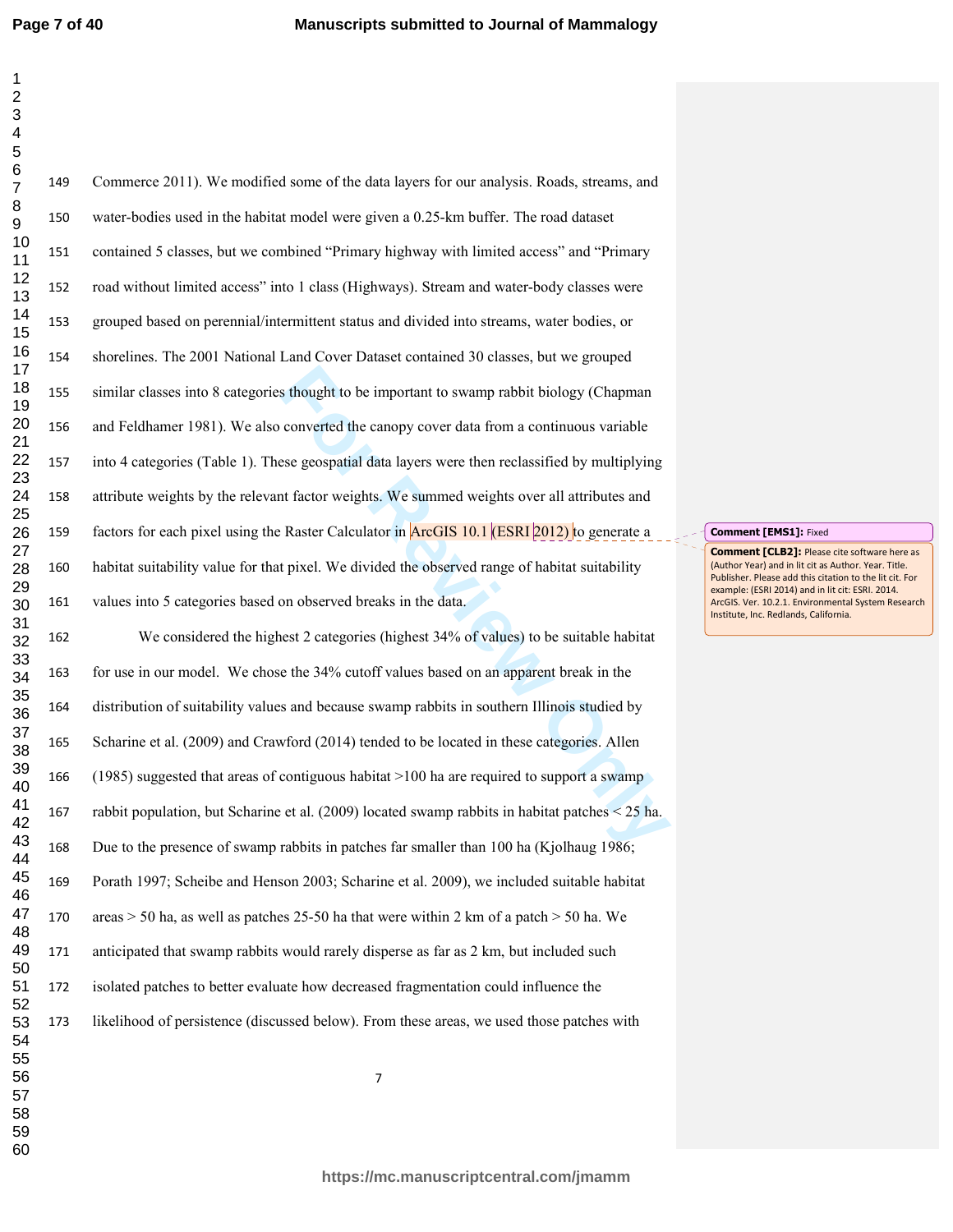Commerce 2011). We modified some of the data layers for our analysis. Roads, streams, and water-bodies used in the habitat model were given a 0.25-km buffer. The road dataset contained 5 classes, but we combined "Primary highway with limited access" and "Primary road without limited access" into 1 class (Highways). Stream and water-body classes were grouped based on perennial/intermittent status and divided into streams, water bodies, or shorelines. The 2001 National Land Cover Dataset contained 30 classes, but we grouped similar classes into 8 categories thought to be important to swamp rabbit biology (Chapman and Feldhamer 1981). We also converted the canopy cover data from a continuous variable into 4 categories (Table 1). These geospatial data layers were then reclassified by multiplying attribute weights by the relevant factor weights. We summed weights over all attributes and factors for each pixel using the Raster Calculator in ArcGIS 10.1 (ESRI 2012) to generate a habitat suitability value for that pixel. We divided the observed range of habitat suitability values into 5 categories based on observed breaks in the data.

We considered the highest 2 categories (highest 34% of values) to be suitable habitat for use in our model. We chose the 34% cutoff values based on an apparent break in the distribution of suitability values and because swamp rabbits in southern Illinois studied by Scharine et al. (2009) and Crawford (2014) tended to be located in these categories. Allen (1985) suggested that areas of contiguous habitat >100 ha are required to support a swamp rabbit population, but Scharine et al. (2009) located swamp rabbits in habitat patches < 25 ha. Due to the presence of swamp rabbits in patches far smaller than 100 ha (Kjolhaug 1986; Porath 1997; Scheibe and Henson 2003; Scharine et al. 2009), we included suitable habitat areas > 50 ha, as well as patches 25-50 ha that were within 2 km of a patch > 50 ha. We anticipated that swamp rabbits would rarely disperse as far as 2 km, but included such isolated patches to better evaluate how decreased fragmentation could influence the likelihood of persistence (discussed below). From these areas, we used those patches with

**Comment [EMS1]:** Fixed

**Comment [CLB2]:** Please cite software here as (Author Year) and in lit cit as Author. Year. Title. Publisher. Please add this citation to the lit cit. For example: (ESRI 2014) and in lit cit: ESRI. 2014. ArcGIS. Ver. 10.2.1. Environmental System Research Institute, Inc. Redlands, California.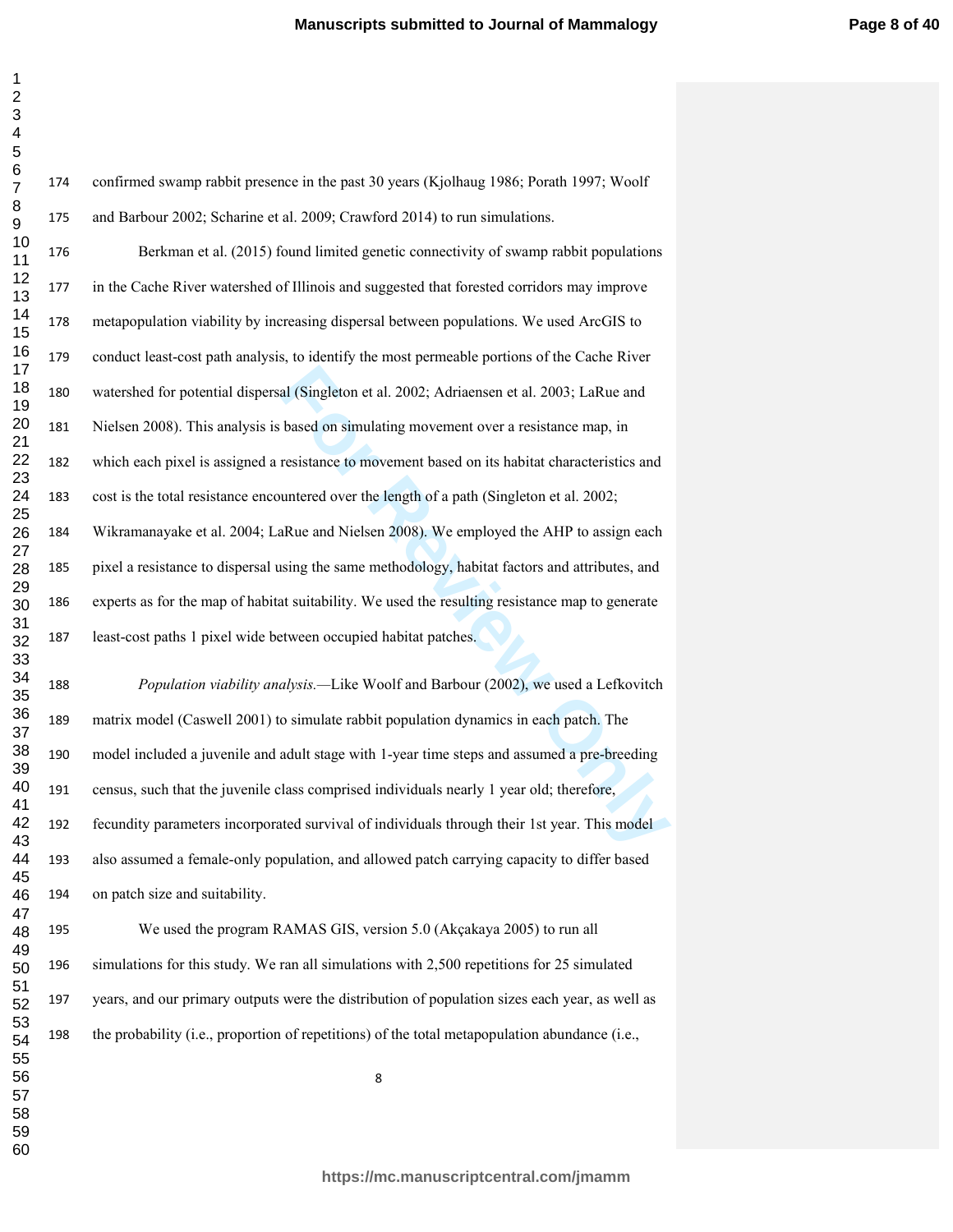confirmed swamp rabbit presence in the past 30 years (Kjolhaug 1986; Porath 1997; Woolf and Barbour 2002; Scharine et al. 2009; Crawford 2014) to run simulations.

Berkman et al. (2015) found limited genetic connectivity of swamp rabbit populations in the Cache River watershed of Illinois and suggested that forested corridors may improve metapopulation viability by increasing dispersal between populations. We used ArcGIS to conduct least-cost path analysis, to identify the most permeable portions of the Cache River watershed for potential dispersal (Singleton et al. 2002; Adriaensen et al. 2003; LaRue and Nielsen 2008). This analysis is based on simulating movement over a resistance map, in which each pixel is assigned a resistance to movement based on its habitat characteristics and cost is the total resistance encountered over the length of a path (Singleton et al. 2002; Wikramanayake et al. 2004; LaRue and Nielsen 2008). We employed the AHP to assign each pixel a resistance to dispersal using the same methodology, habitat factors and attributes, and experts as for the map of habitat suitability. We used the resulting resistance map to generate least-cost paths 1 pixel wide between occupied habitat patches.

*Population viability analysis.*—Like Woolf and Barbour (2002), we used a Lefkovitch matrix model (Caswell 2001) to simulate rabbit population dynamics in each patch. The model included a juvenile and adult stage with 1-year time steps and assumed a pre-breeding census, such that the juvenile class comprised individuals nearly 1 year old; therefore, fecundity parameters incorporated survival of individuals through their 1st year. This model also assumed a female-only population, and allowed patch carrying capacity to differ based on patch size and suitability.

We used the program RAMAS GIS, version 5.0 (Akçakaya 2005) to run all simulations for this study. We ran all simulations with 2,500 repetitions for 25 simulated years, and our primary outputs were the distribution of population sizes each year, as well as the probability (i.e., proportion of repetitions) of the total metapopulation abundance (i.e.,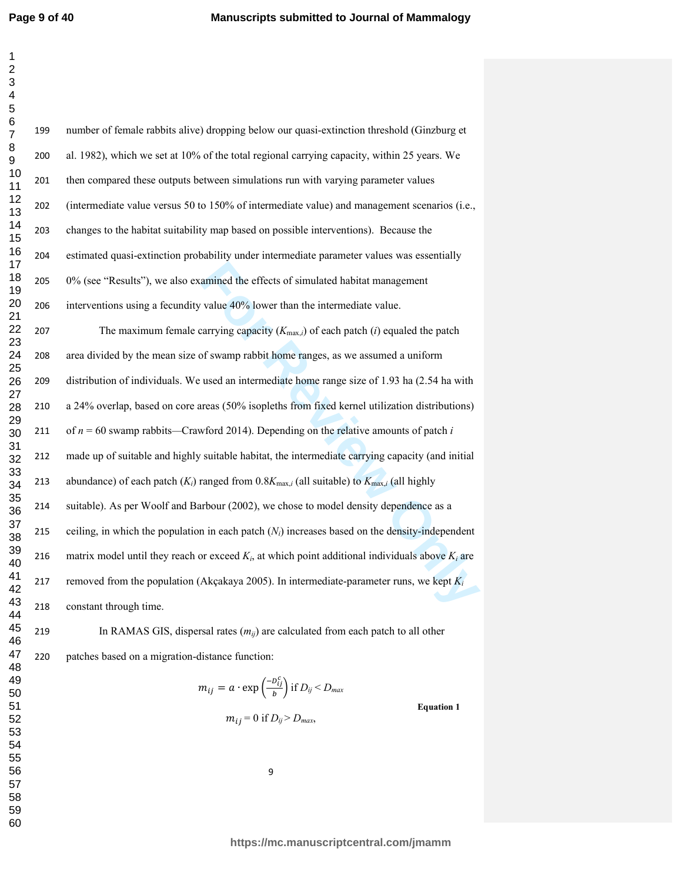number of female rabbits alive) dropping below our quasi-extinction threshold (Ginzburg et al. 1982), which we set at 10% of the total regional carrying capacity, within 25 years. We then compared these outputs between simulations run with varying parameter values (intermediate value versus 50 to 150% of intermediate value) and management scenarios (i.e., changes to the habitat suitability map based on possible interventions). Because the estimated quasi-extinction probability under intermediate parameter values was essentially 0% (see "Results"), we also examined the effects of simulated habitat management interventions using a fecundity value 40% lower than the intermediate value.

The maximum female carrying capacity ($K_{\max,i}$) of each patch ($i$) equaled the patch area divided by the mean size of swamp rabbit home ranges, as we assumed a uniform distribution of individuals. We used an intermediate home range size of 1.93 ha (2.54 ha with a 24% overlap, based on core areas (50% isopleths from fixed kernel utilization distributions) of $n = 60$ swamp rabbits—Crawford 2014). Depending on the relative amounts of patch $i$ made up of suitable and highly suitable habitat, the intermediate carrying capacity (and initial abundance) of each patch ($K_i$) ranged from $0.8K_{\max,i}$ (all suitable) to $K_{\max,i}$ (all highly suitable). As per Woolf and Barbour (2002), we chose to model density dependence as a ceiling, in which the population in each patch ($N_i$) increases based on the density-independent matrix model until they reach or exceed $K_i$, at which point additional individuals above $K_i$ are removed from the population (Akçakaya 2005). In intermediate-parameter runs, we kept $K_i$ constant through time.

In RAMAS GIS, dispersal rates ($m_{ij}$) are calculated from each patch to all other patches based on a migration-distance function:

$$m_{ij} = a \cdot \exp\left(\frac{-D_{ij}^{c}}{b}\right) \text{ if } D_{ij} < D_{max}$$

$$m_{ij} = 0 \text{ if } D_{ij} > D_{max}, \qquad \textbf{Equation 1}$$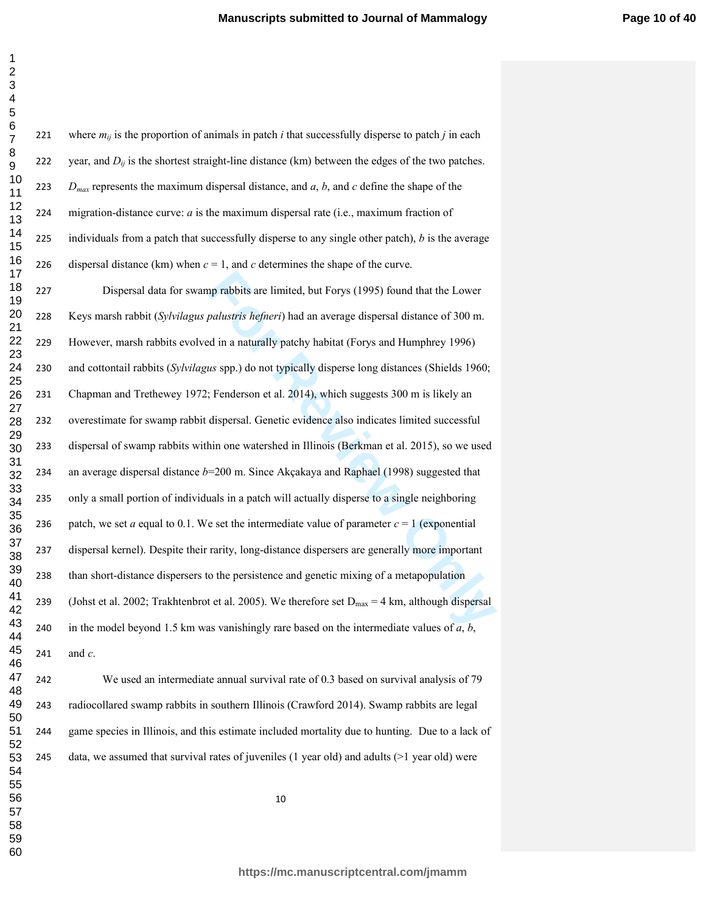where $m_{ij}$ is the proportion of animals in patch *i* that successfully disperse to patch *j* in each year, and $D_{ij}$ is the shortest straight-line distance (km) between the edges of the two patches. $D_{max}$ represents the maximum dispersal distance, and *a*, *b*, and *c* define the shape of the migration-distance curve: *a* is the maximum dispersal rate (i.e., maximum fraction of individuals from a patch that successfully disperse to any single other patch), *b* is the average dispersal distance (km) when $c = 1$, and *c* determines the shape of the curve.

Dispersal data for swamp rabbits are limited, but Forys (1995) found that the Lower Keys marsh rabbit (*Sylvilagus palustris hefneri*) had an average dispersal distance of 300 m. However, marsh rabbits evolved in a naturally patchy habitat (Forys and Humphrey 1996) and cottontail rabbits (*Sylvilagus* spp.) do not typically disperse long distances (Shields 1960; Chapman and Trethewey 1972; Fenderson et al. 2014), which suggests 300 m is likely an overestimate for swamp rabbit dispersal. Genetic evidence also indicates limited successful dispersal of swamp rabbits within one watershed in Illinois (Berkman et al. 2015), so we used an average dispersal distance $b$=200 m. Since Akçakaya and Raphael (1998) suggested that only a small portion of individuals in a patch will actually disperse to a single neighboring patch, we set *a* equal to 0.1. We set the intermediate value of parameter $c = 1$ (exponential dispersal kernel). Despite their rarity, long-distance dispersers are generally more important than short-distance dispersers to the persistence and genetic mixing of a metapopulation (Johst et al. 2002; Trakhtenbrot et al. 2005). We therefore set $D_{max}$ = 4 km, although dispersal in the model beyond 1.5 km was vanishingly rare based on the intermediate values of *a*, *b*, and *c*.

We used an intermediate annual survival rate of 0.3 based on survival analysis of 79 radiocollared swamp rabbits in southern Illinois (Crawford 2014). Swamp rabbits are legal game species in Illinois, and this estimate included mortality due to hunting. Due to a lack of data, we assumed that survival rates of juveniles (1 year old) and adults (>1 year old) were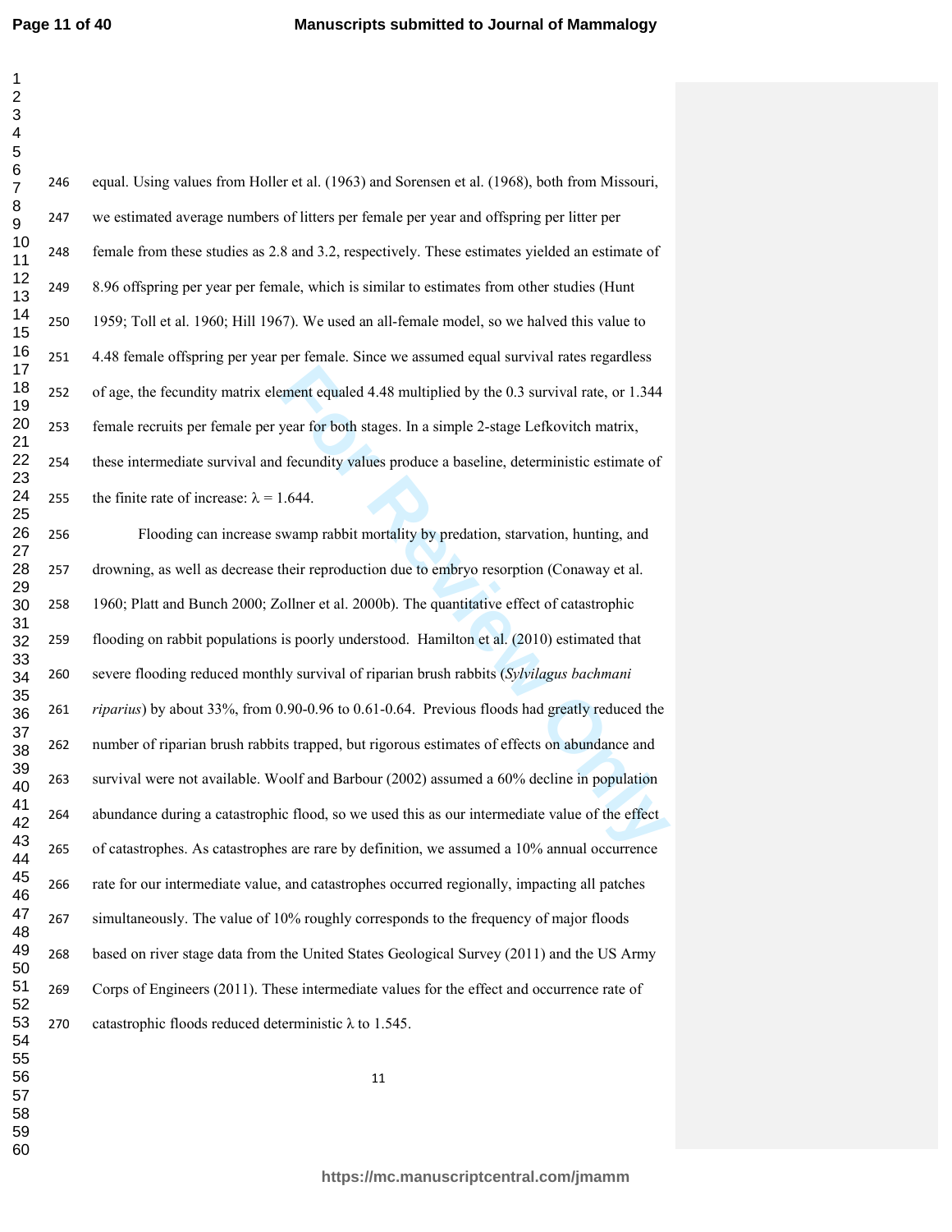equal. Using values from Holler et al. (1963) and Sorensen et al. (1968), both from Missouri, we estimated average numbers of litters per female per year and offspring per litter per female from these studies as 2.8 and 3.2, respectively. These estimates yielded an estimate of 8.96 offspring per year per female, which is similar to estimates from other studies (Hunt 1959; Toll et al. 1960; Hill 1967). We used an all-female model, so we halved this value to 4.48 female offspring per year per female. Since we assumed equal survival rates regardless of age, the fecundity matrix element equaled 4.48 multiplied by the 0.3 survival rate, or 1.344 female recruits per female per year for both stages. In a simple 2-stage Lefkovitch matrix, these intermediate survival and fecundity values produce a baseline, deterministic estimate of the finite rate of increase: $\lambda = 1.644$.

Flooding can increase swamp rabbit mortality by predation, starvation, hunting, and drowning, as well as decrease their reproduction due to embryo resorption (Conaway et al. 1960; Platt and Bunch 2000; Zollner et al. 2000b). The quantitative effect of catastrophic flooding on rabbit populations is poorly understood. Hamilton et al. (2010) estimated that severe flooding reduced monthly survival of riparian brush rabbits (*Sylvilagus bachmani riparius*) by about 33%, from 0.90-0.96 to 0.61-0.64. Previous floods had greatly reduced the number of riparian brush rabbits trapped, but rigorous estimates of effects on abundance and survival were not available. Woolf and Barbour (2002) assumed a 60% decline in population abundance during a catastrophic flood, so we used this as our intermediate value of the effect of catastrophes. As catastrophes are rare by definition, we assumed a 10% annual occurrence rate for our intermediate value, and catastrophes occurred regionally, impacting all patches simultaneously. The value of 10% roughly corresponds to the frequency of major floods based on river stage data from the United States Geological Survey (2011) and the US Army Corps of Engineers (2011). These intermediate values for the effect and occurrence rate of catastrophic floods reduced deterministic $\lambda$ to 1.545.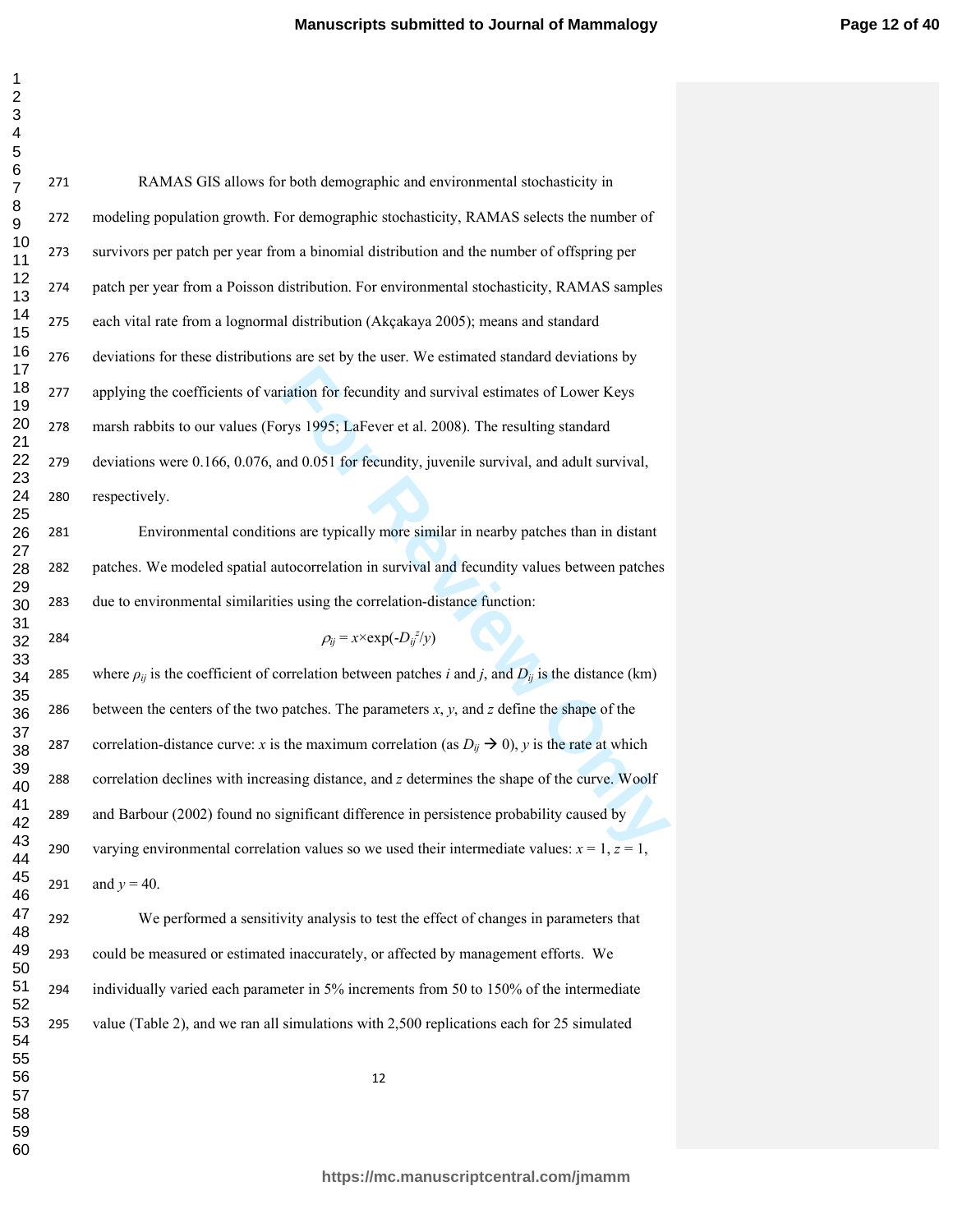RAMAS GIS allows for both demographic and environmental stochasticity in modeling population growth. For demographic stochasticity, RAMAS selects the number of survivors per patch per year from a binomial distribution and the number of offspring per patch per year from a Poisson distribution. For environmental stochasticity, RAMAS samples each vital rate from a lognormal distribution (Akçakaya 2005); means and standard deviations for these distributions are set by the user. We estimated standard deviations by applying the coefficients of variation for fecundity and survival estimates of Lower Keys marsh rabbits to our values (Forys 1995; LaFever et al. 2008). The resulting standard deviations were 0.166, 0.076, and 0.051 for fecundity, juvenile survival, and adult survival, respectively.

Environmental conditions are typically more similar in nearby patches than in distant patches. We modeled spatial autocorrelation in survival and fecundity values between patches due to environmental similarities using the correlation-distance function:

$$\rho_{ij} = x \times \exp(-D_{ij}^{z}/y)$$

where $\rho_{ij}$ is the coefficient of correlation between patches *i* and *j*, and $D_{ij}$ is the distance (km) between the centers of the two patches. The parameters *x*, *y*, and *z* define the shape of the correlation-distance curve: *x* is the maximum correlation (as $D_{ij} \rightarrow 0$), *y* is the rate at which correlation declines with increasing distance, and *z* determines the shape of the curve. Woolf and Barbour (2002) found no significant difference in persistence probability caused by varying environmental correlation values so we used their intermediate values: $x = 1$, $z = 1$, and $y = 40$.

We performed a sensitivity analysis to test the effect of changes in parameters that could be measured or estimated inaccurately, or affected by management efforts. We individually varied each parameter in 5% increments from 50 to 150% of the intermediate value (Table 2), and we ran all simulations with 2,500 replications each for 25 simulated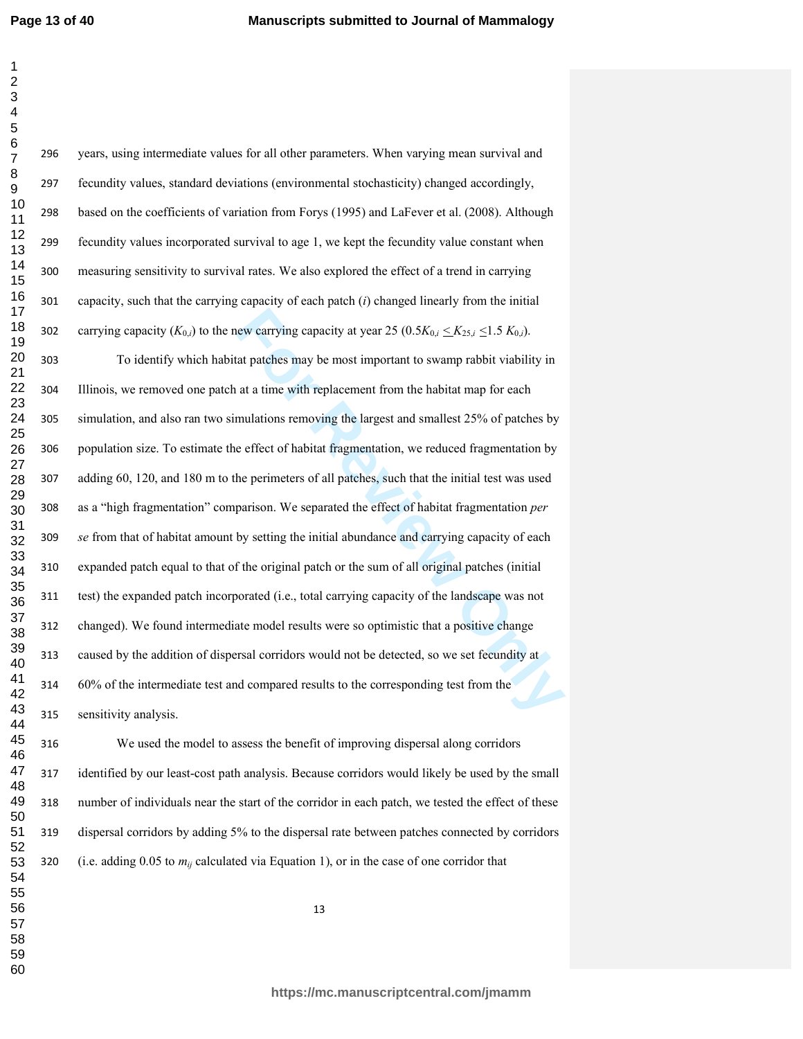years, using intermediate values for all other parameters. When varying mean survival and fecundity values, standard deviations (environmental stochasticity) changed accordingly, based on the coefficients of variation from Forys (1995) and LaFever et al. (2008). Although fecundity values incorporated survival to age 1, we kept the fecundity value constant when measuring sensitivity to survival rates. We also explored the effect of a trend in carrying capacity, such that the carrying capacity of each patch (*i*) changed linearly from the initial carrying capacity ($K_{0,i}$) to the new carrying capacity at year 25 ($0.5K_{0,i} \leq K_{25,i} \leq 1.5\ K_{0,i}$).

To identify which habitat patches may be most important to swamp rabbit viability in Illinois, we removed one patch at a time with replacement from the habitat map for each simulation, and also ran two simulations removing the largest and smallest 25% of patches by population size. To estimate the effect of habitat fragmentation, we reduced fragmentation by adding 60, 120, and 180 m to the perimeters of all patches, such that the initial test was used as a "high fragmentation" comparison. We separated the effect of habitat fragmentation *per se* from that of habitat amount by setting the initial abundance and carrying capacity of each expanded patch equal to that of the original patch or the sum of all original patches (initial test) the expanded patch incorporated (i.e., total carrying capacity of the landscape was not changed). We found intermediate model results were so optimistic that a positive change caused by the addition of dispersal corridors would not be detected, so we set fecundity at 60% of the intermediate test and compared results to the corresponding test from the sensitivity analysis.

We used the model to assess the benefit of improving dispersal along corridors identified by our least-cost path analysis. Because corridors would likely be used by the small number of individuals near the start of the corridor in each patch, we tested the effect of these dispersal corridors by adding 5% to the dispersal rate between patches connected by corridors (i.e. adding 0.05 to $m_{ij}$ calculated via Equation 1), or in the case of one corridor that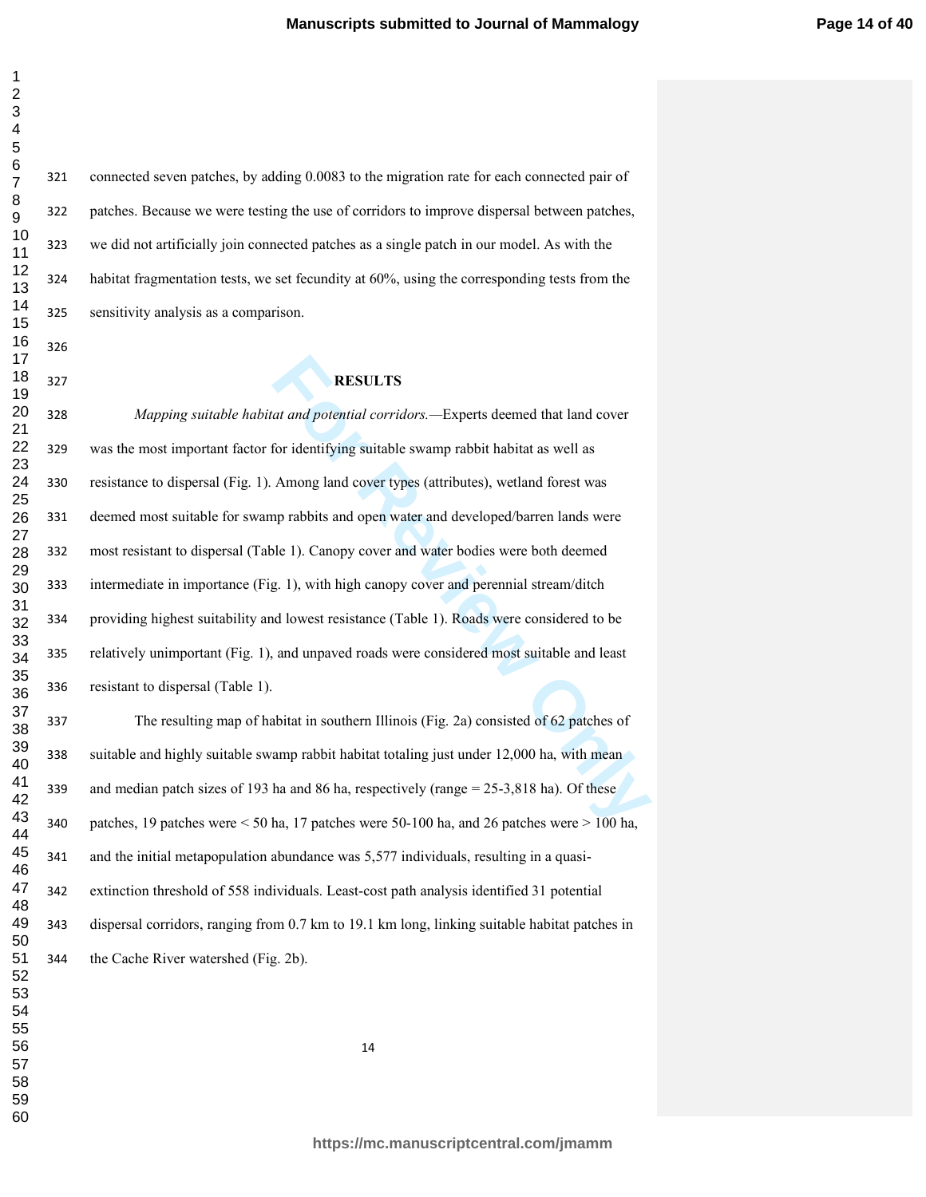connected seven patches, by adding 0.0083 to the migration rate for each connected pair of patches. Because we were testing the use of corridors to improve dispersal between patches, we did not artificially join connected patches as a single patch in our model. As with the habitat fragmentation tests, we set fecundity at 60%, using the corresponding tests from the sensitivity analysis as a comparison.

## RESULTS

*Mapping suitable habitat and potential corridors.*—Experts deemed that land cover was the most important factor for identifying suitable swamp rabbit habitat as well as resistance to dispersal (Fig. 1). Among land cover types (attributes), wetland forest was deemed most suitable for swamp rabbits and open water and developed/barren lands were most resistant to dispersal (Table 1). Canopy cover and water bodies were both deemed intermediate in importance (Fig. 1), with high canopy cover and perennial stream/ditch providing highest suitability and lowest resistance (Table 1). Roads were considered to be relatively unimportant (Fig. 1), and unpaved roads were considered most suitable and least resistant to dispersal (Table 1).

The resulting map of habitat in southern Illinois (Fig. 2a) consisted of 62 patches of suitable and highly suitable swamp rabbit habitat totaling just under 12,000 ha, with mean and median patch sizes of 193 ha and 86 ha, respectively (range = 25-3,818 ha). Of these patches, 19 patches were < 50 ha, 17 patches were 50-100 ha, and 26 patches were > 100 ha, and the initial metapopulation abundance was 5,577 individuals, resulting in a quasi-extinction threshold of 558 individuals. Least-cost path analysis identified 31 potential dispersal corridors, ranging from 0.7 km to 19.1 km long, linking suitable habitat patches in the Cache River watershed (Fig. 2b).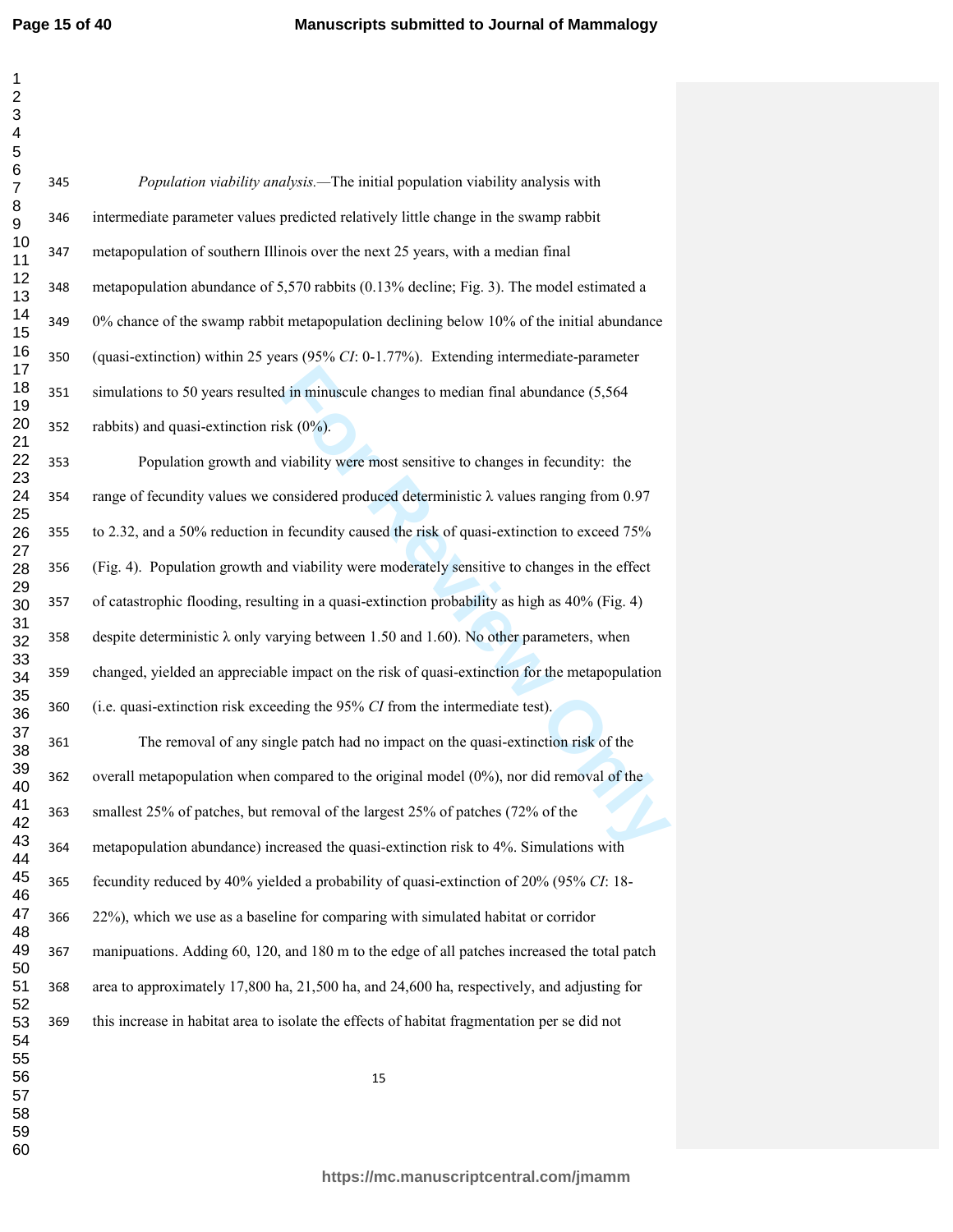*Population viability analysis.*—The initial population viability analysis with intermediate parameter values predicted relatively little change in the swamp rabbit metapopulation of southern Illinois over the next 25 years, with a median final metapopulation abundance of 5,570 rabbits (0.13% decline; Fig. 3). The model estimated a 0% chance of the swamp rabbit metapopulation declining below 10% of the initial abundance (quasi-extinction) within 25 years (95% *CI*: 0-1.77%). Extending intermediate-parameter simulations to 50 years resulted in minuscule changes to median final abundance (5,564 rabbits) and quasi-extinction risk (0%).

Population growth and viability were most sensitive to changes in fecundity: the range of fecundity values we considered produced deterministic $\lambda$ values ranging from 0.97 to 2.32, and a 50% reduction in fecundity caused the risk of quasi-extinction to exceed 75% (Fig. 4). Population growth and viability were moderately sensitive to changes in the effect of catastrophic flooding, resulting in a quasi-extinction probability as high as 40% (Fig. 4) despite deterministic $\lambda$ only varying between 1.50 and 1.60). No other parameters, when changed, yielded an appreciable impact on the risk of quasi-extinction for the metapopulation (i.e. quasi-extinction risk exceeding the 95% *CI* from the intermediate test).

The removal of any single patch had no impact on the quasi-extinction risk of the overall metapopulation when compared to the original model (0%), nor did removal of the smallest 25% of patches, but removal of the largest 25% of patches (72% of the metapopulation abundance) increased the quasi-extinction risk to 4%. Simulations with fecundity reduced by 40% yielded a probability of quasi-extinction of 20% (95% *CI*: 18-22%), which we use as a baseline for comparing with simulated habitat or corridor manipuations. Adding 60, 120, and 180 m to the edge of all patches increased the total patch area to approximately 17,800 ha, 21,500 ha, and 24,600 ha, respectively, and adjusting for this increase in habitat area to isolate the effects of habitat fragmentation per se did not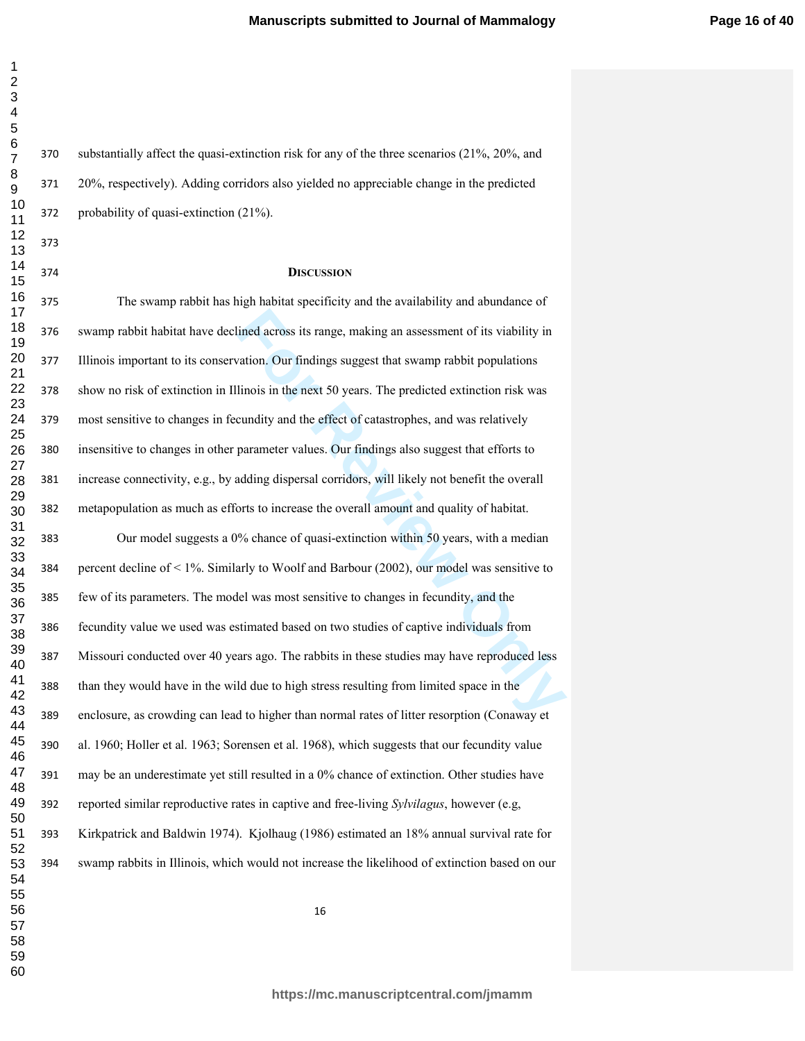substantially affect the quasi-extinction risk for any of the three scenarios (21%, 20%, and 20%, respectively). Adding corridors also yielded no appreciable change in the predicted probability of quasi-extinction (21%).

## Discussion

The swamp rabbit has high habitat specificity and the availability and abundance of swamp rabbit habitat have declined across its range, making an assessment of its viability in Illinois important to its conservation. Our findings suggest that swamp rabbit populations show no risk of extinction in Illinois in the next 50 years. The predicted extinction risk was most sensitive to changes in fecundity and the effect of catastrophes, and was relatively insensitive to changes in other parameter values. Our findings also suggest that efforts to increase connectivity, e.g., by adding dispersal corridors, will likely not benefit the overall metapopulation as much as efforts to increase the overall amount and quality of habitat.

Our model suggests a 0% chance of quasi-extinction within 50 years, with a median percent decline of < 1%. Similarly to Woolf and Barbour (2002), our model was sensitive to few of its parameters. The model was most sensitive to changes in fecundity, and the fecundity value we used was estimated based on two studies of captive individuals from Missouri conducted over 40 years ago. The rabbits in these studies may have reproduced less than they would have in the wild due to high stress resulting from limited space in the enclosure, as crowding can lead to higher than normal rates of litter resorption (Conaway et al. 1960; Holler et al. 1963; Sorensen et al. 1968), which suggests that our fecundity value may be an underestimate yet still resulted in a 0% chance of extinction. Other studies have reported similar reproductive rates in captive and free-living *Sylvilagus*, however (e.g, Kirkpatrick and Baldwin 1974). Kjolhaug (1986) estimated an 18% annual survival rate for swamp rabbits in Illinois, which would not increase the likelihood of extinction based on our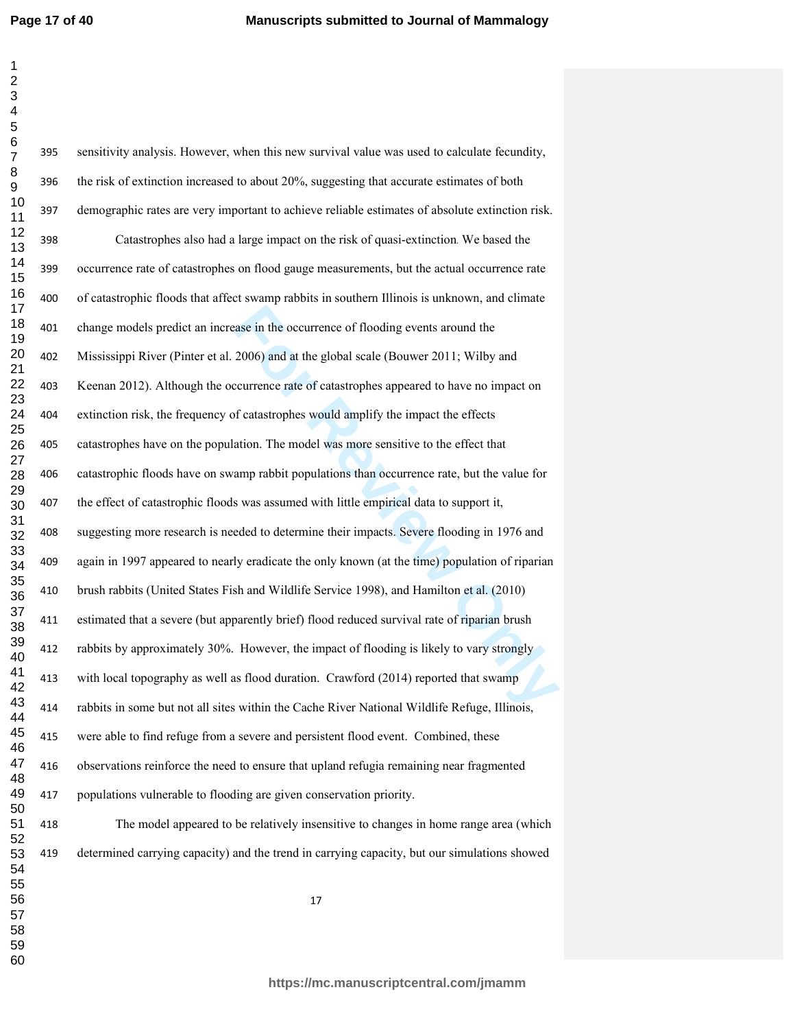sensitivity analysis. However, when this new survival value was used to calculate fecundity, the risk of extinction increased to about 20%, suggesting that accurate estimates of both demographic rates are very important to achieve reliable estimates of absolute extinction risk.

Catastrophes also had a large impact on the risk of quasi-extinction. We based the occurrence rate of catastrophes on flood gauge measurements, but the actual occurrence rate of catastrophic floods that affect swamp rabbits in southern Illinois is unknown, and climate change models predict an increase in the occurrence of flooding events around the Mississippi River (Pinter et al. 2006) and at the global scale (Bouwer 2011; Wilby and Keenan 2012). Although the occurrence rate of catastrophes appeared to have no impact on extinction risk, the frequency of catastrophes would amplify the impact the effects catastrophes have on the population. The model was more sensitive to the effect that catastrophic floods have on swamp rabbit populations than occurrence rate, but the value for the effect of catastrophic floods was assumed with little empirical data to support it, suggesting more research is needed to determine their impacts. Severe flooding in 1976 and again in 1997 appeared to nearly eradicate the only known (at the time) population of riparian brush rabbits (United States Fish and Wildlife Service 1998), and Hamilton et al. (2010) estimated that a severe (but apparently brief) flood reduced survival rate of riparian brush rabbits by approximately 30%. However, the impact of flooding is likely to vary strongly with local topography as well as flood duration. Crawford (2014) reported that swamp rabbits in some but not all sites within the Cache River National Wildlife Refuge, Illinois, were able to find refuge from a severe and persistent flood event. Combined, these observations reinforce the need to ensure that upland refugia remaining near fragmented populations vulnerable to flooding are given conservation priority.

The model appeared to be relatively insensitive to changes in home range area (which determined carrying capacity) and the trend in carrying capacity, but our simulations showed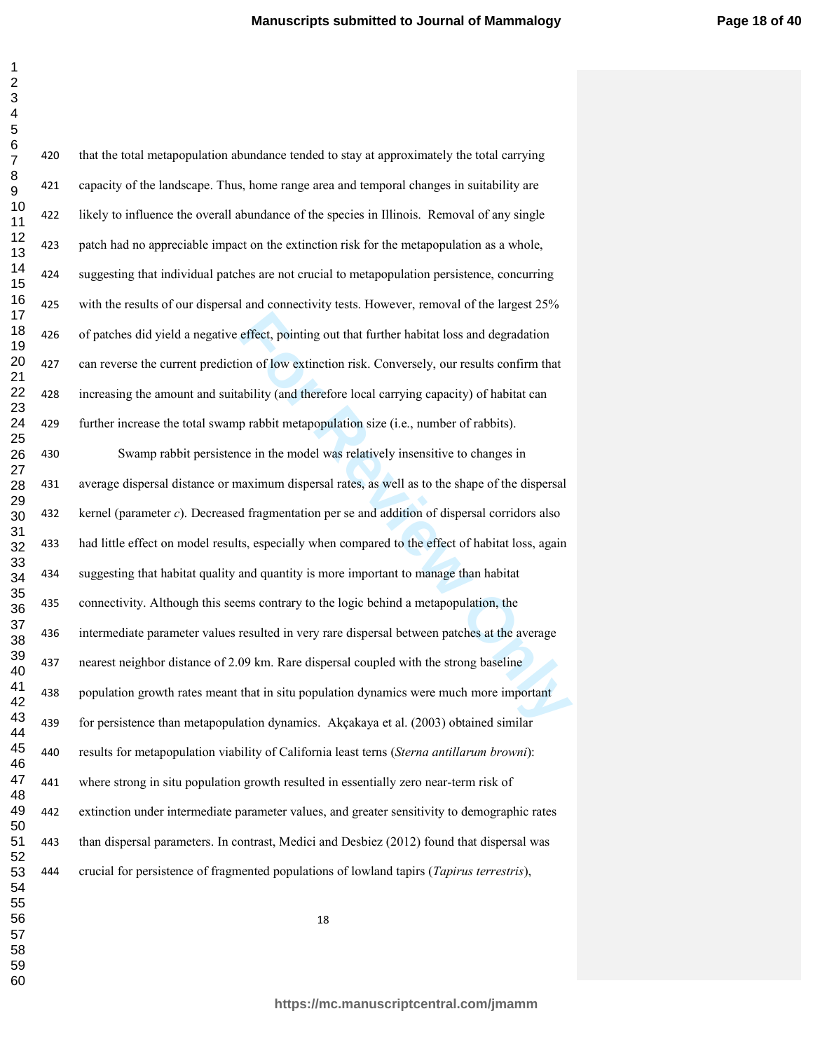that the total metapopulation abundance tended to stay at approximately the total carrying capacity of the landscape. Thus, home range area and temporal changes in suitability are likely to influence the overall abundance of the species in Illinois. Removal of any single patch had no appreciable impact on the extinction risk for the metapopulation as a whole, suggesting that individual patches are not crucial to metapopulation persistence, concurring with the results of our dispersal and connectivity tests. However, removal of the largest 25% of patches did yield a negative effect, pointing out that further habitat loss and degradation can reverse the current prediction of low extinction risk. Conversely, our results confirm that increasing the amount and suitability (and therefore local carrying capacity) of habitat can further increase the total swamp rabbit metapopulation size (i.e., number of rabbits).

Swamp rabbit persistence in the model was relatively insensitive to changes in average dispersal distance or maximum dispersal rates, as well as to the shape of the dispersal kernel (parameter $c$). Decreased fragmentation per se and addition of dispersal corridors also had little effect on model results, especially when compared to the effect of habitat loss, again suggesting that habitat quality and quantity is more important to manage than habitat connectivity. Although this seems contrary to the logic behind a metapopulation, the intermediate parameter values resulted in very rare dispersal between patches at the average nearest neighbor distance of 2.09 km. Rare dispersal coupled with the strong baseline population growth rates meant that in situ population dynamics were much more important for persistence than metapopulation dynamics. Akçakaya et al. (2003) obtained similar results for metapopulation viability of California least terns (*Sterna antillarum browni*): where strong in situ population growth resulted in essentially zero near-term risk of extinction under intermediate parameter values, and greater sensitivity to demographic rates than dispersal parameters. In contrast, Medici and Desbiez (2012) found that dispersal was crucial for persistence of fragmented populations of lowland tapirs (*Tapirus terrestris*),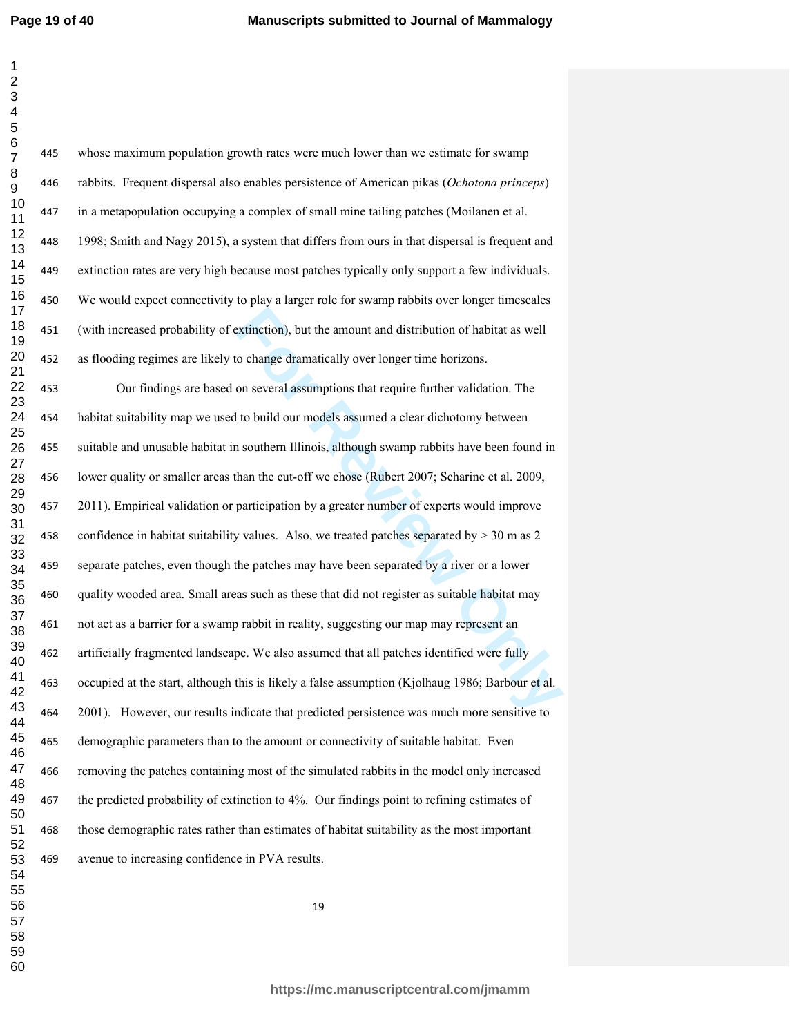whose maximum population growth rates were much lower than we estimate for swamp rabbits. Frequent dispersal also enables persistence of American pikas (*Ochotona princeps*) in a metapopulation occupying a complex of small mine tailing patches (Moilanen et al. 1998; Smith and Nagy 2015), a system that differs from ours in that dispersal is frequent and extinction rates are very high because most patches typically only support a few individuals. We would expect connectivity to play a larger role for swamp rabbits over longer timescales (with increased probability of extinction), but the amount and distribution of habitat as well as flooding regimes are likely to change dramatically over longer time horizons.

Our findings are based on several assumptions that require further validation. The habitat suitability map we used to build our models assumed a clear dichotomy between suitable and unusable habitat in southern Illinois, although swamp rabbits have been found in lower quality or smaller areas than the cut-off we chose (Rubert 2007; Scharine et al. 2009, 2011). Empirical validation or participation by a greater number of experts would improve confidence in habitat suitability values. Also, we treated patches separated by > 30 m as 2 separate patches, even though the patches may have been separated by a river or a lower quality wooded area. Small areas such as these that did not register as suitable habitat may not act as a barrier for a swamp rabbit in reality, suggesting our map may represent an artificially fragmented landscape. We also assumed that all patches identified were fully occupied at the start, although this is likely a false assumption (Kjolhaug 1986; Barbour et al. 2001). However, our results indicate that predicted persistence was much more sensitive to demographic parameters than to the amount or connectivity of suitable habitat. Even removing the patches containing most of the simulated rabbits in the model only increased the predicted probability of extinction to 4%. Our findings point to refining estimates of those demographic rates rather than estimates of habitat suitability as the most important avenue to increasing confidence in PVA results.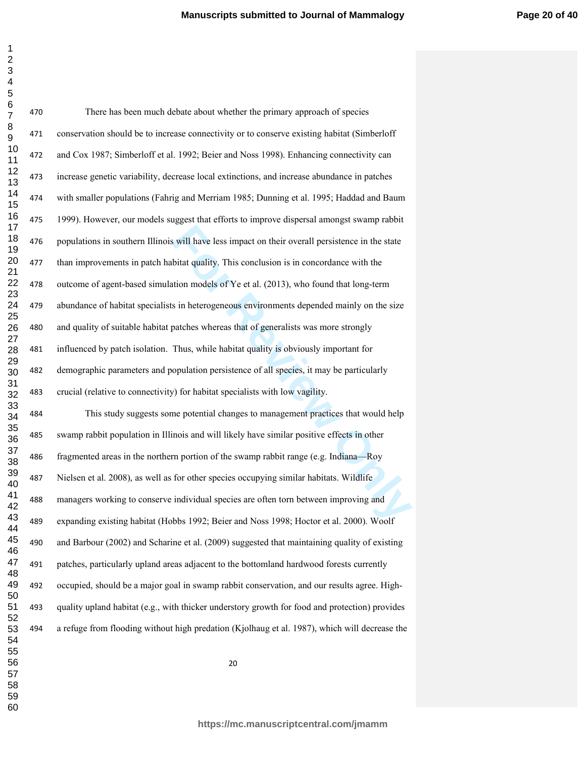There has been much debate about whether the primary approach of species conservation should be to increase connectivity or to conserve existing habitat (Simberloff and Cox 1987; Simberloff et al. 1992; Beier and Noss 1998). Enhancing connectivity can increase genetic variability, decrease local extinctions, and increase abundance in patches with smaller populations (Fahrig and Merriam 1985; Dunning et al. 1995; Haddad and Baum 1999). However, our models suggest that efforts to improve dispersal amongst swamp rabbit populations in southern Illinois will have less impact on their overall persistence in the state than improvements in patch habitat quality. This conclusion is in concordance with the outcome of agent-based simulation models of Ye et al. (2013), who found that long-term abundance of habitat specialists in heterogeneous environments depended mainly on the size and quality of suitable habitat patches whereas that of generalists was more strongly influenced by patch isolation. Thus, while habitat quality is obviously important for demographic parameters and population persistence of all species, it may be particularly crucial (relative to connectivity) for habitat specialists with low vagility.

This study suggests some potential changes to management practices that would help swamp rabbit population in Illinois and will likely have similar positive effects in other fragmented areas in the northern portion of the swamp rabbit range (e.g. Indiana—Roy Nielsen et al. 2008), as well as for other species occupying similar habitats. Wildlife managers working to conserve individual species are often torn between improving and expanding existing habitat (Hobbs 1992; Beier and Noss 1998; Hoctor et al. 2000). Woolf and Barbour (2002) and Scharine et al. (2009) suggested that maintaining quality of existing patches, particularly upland areas adjacent to the bottomland hardwood forests currently occupied, should be a major goal in swamp rabbit conservation, and our results agree. High-quality upland habitat (e.g., with thicker understory growth for food and protection) provides a refuge from flooding without high predation (Kjolhaug et al. 1987), which will decrease the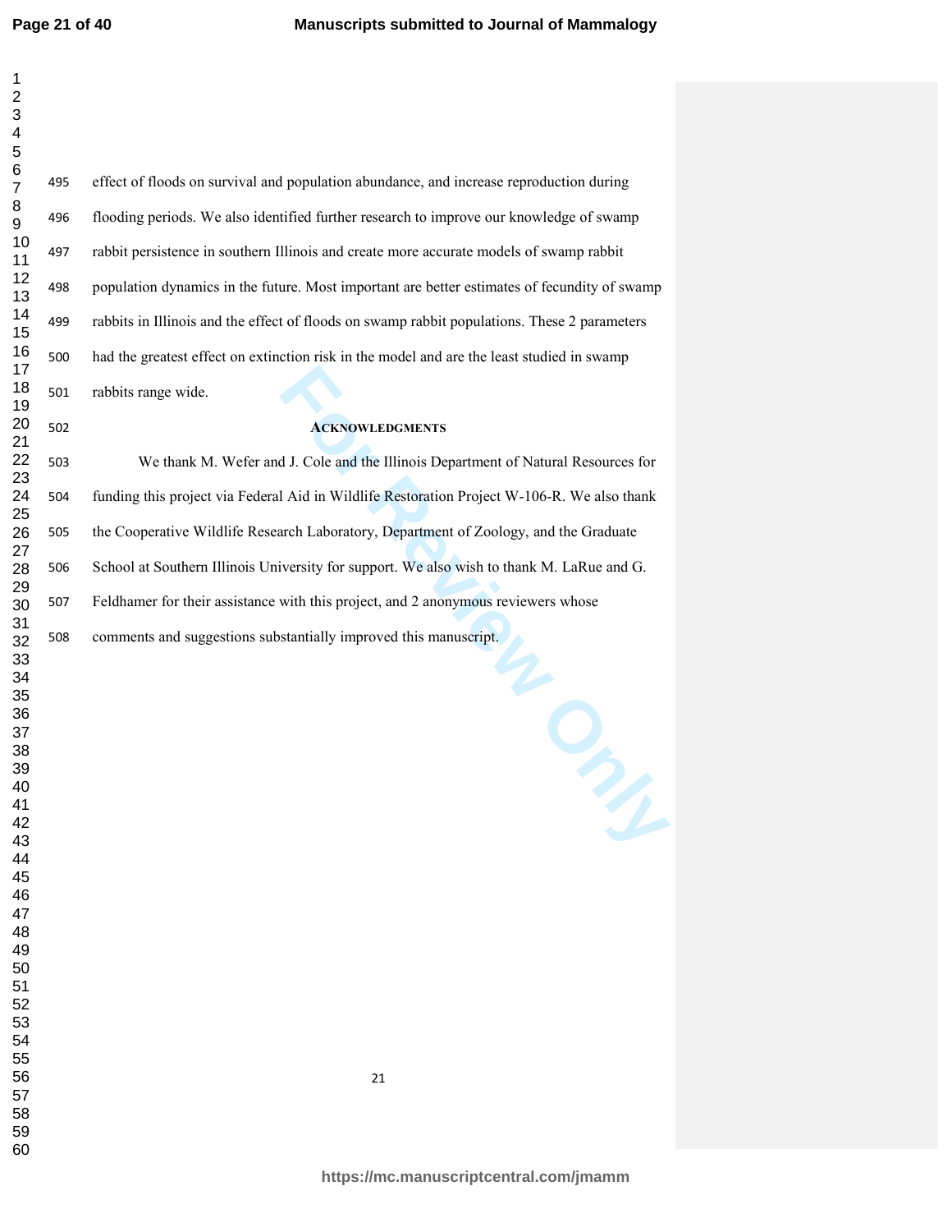effect of floods on survival and population abundance, and increase reproduction during flooding periods. We also identified further research to improve our knowledge of swamp rabbit persistence in southern Illinois and create more accurate models of swamp rabbit population dynamics in the future. Most important are better estimates of fecundity of swamp rabbits in Illinois and the effect of floods on swamp rabbit populations. These 2 parameters had the greatest effect on extinction risk in the model and are the least studied in swamp rabbits range wide.

## Acknowledgments

We thank M. Wefer and J. Cole and the Illinois Department of Natural Resources for funding this project via Federal Aid in Wildlife Restoration Project W-106-R. We also thank the Cooperative Wildlife Research Laboratory, Department of Zoology, and the Graduate School at Southern Illinois University for support. We also wish to thank M. LaRue and G. Feldhamer for their assistance with this project, and 2 anonymous reviewers whose comments and suggestions substantially improved this manuscript.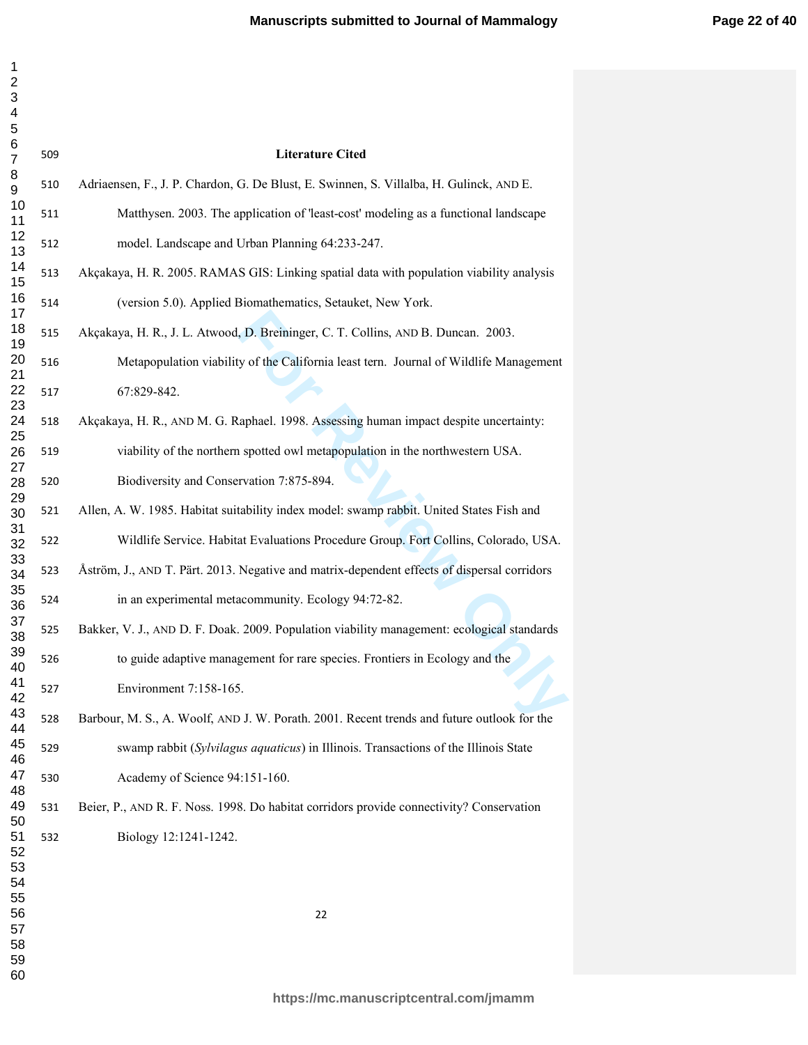## Literature Cited

Adriaensen, F., J. P. Chardon, G. De Blust, E. Swinnen, S. Villalba, H. Gulinck, AND E. Matthysen. 2003. The application of 'least-cost' modeling as a functional landscape model. Landscape and Urban Planning 64:233-247.

Akçakaya, H. R. 2005. RAMAS GIS: Linking spatial data with population viability analysis (version 5.0). Applied Biomathematics, Setauket, New York.

Akçakaya, H. R., J. L. Atwood, D. Breininger, C. T. Collins, AND B. Duncan. 2003. Metapopulation viability of the California least tern. Journal of Wildlife Management 67:829-842.

Akçakaya, H. R., AND M. G. Raphael. 1998. Assessing human impact despite uncertainty: viability of the northern spotted owl metapopulation in the northwestern USA. Biodiversity and Conservation 7:875-894.

Allen, A. W. 1985. Habitat suitability index model: swamp rabbit. United States Fish and Wildlife Service. Habitat Evaluations Procedure Group. Fort Collins, Colorado, USA.

Åström, J., AND T. Pärt. 2013. Negative and matrix-dependent effects of dispersal corridors in an experimental metacommunity. Ecology 94:72-82.

Bakker, V. J., AND D. F. Doak. 2009. Population viability management: ecological standards to guide adaptive management for rare species. Frontiers in Ecology and the Environment 7:158-165.

Barbour, M. S., A. Woolf, AND J. W. Porath. 2001. Recent trends and future outlook for the swamp rabbit (*Sylvilagus aquaticus*) in Illinois. Transactions of the Illinois State Academy of Science 94:151-160.

Beier, P., AND R. F. Noss. 1998. Do habitat corridors provide connectivity? Conservation Biology 12:1241-1242.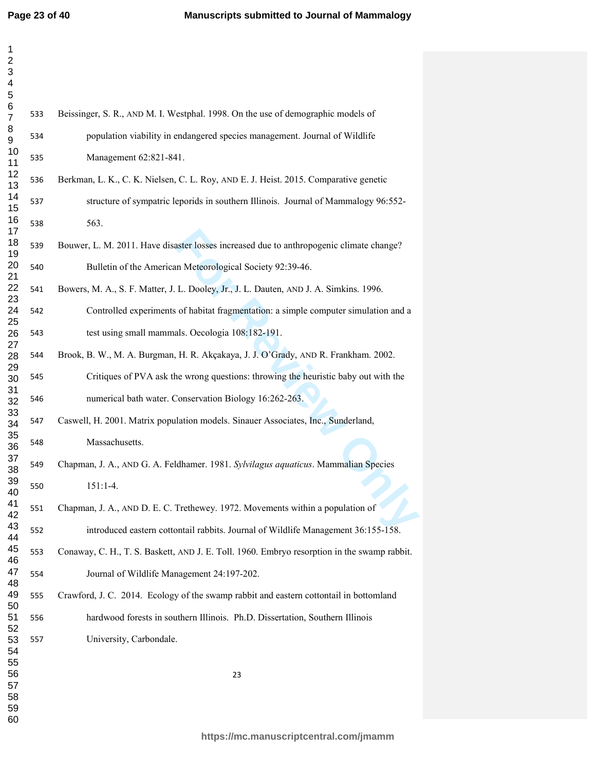Beissinger, S. R., AND M. I. Westphal. 1998. On the use of demographic models of population viability in endangered species management. Journal of Wildlife Management 62:821-841.

Berkman, L. K., C. K. Nielsen, C. L. Roy, AND E. J. Heist. 2015. Comparative genetic structure of sympatric leporids in southern Illinois. Journal of Mammalogy 96:552-563.

Bouwer, L. M. 2011. Have disaster losses increased due to anthropogenic climate change? Bulletin of the American Meteorological Society 92:39-46.

Bowers, M. A., S. F. Matter, J. L. Dooley, Jr., J. L. Dauten, AND J. A. Simkins. 1996. Controlled experiments of habitat fragmentation: a simple computer simulation and a test using small mammals. Oecologia 108:182-191.

Brook, B. W., M. A. Burgman, H. R. Akçakaya, J. J. O'Grady, AND R. Frankham. 2002. Critiques of PVA ask the wrong questions: throwing the heuristic baby out with the numerical bath water. Conservation Biology 16:262-263.

Caswell, H. 2001. Matrix population models. Sinauer Associates, Inc., Sunderland, Massachusetts.

Chapman, J. A., AND G. A. Feldhamer. 1981. *Sylvilagus aquaticus*. Mammalian Species 151:1-4.

Chapman, J. A., AND D. E. C. Trethewey. 1972. Movements within a population of introduced eastern cottontail rabbits. Journal of Wildlife Management 36:155-158.

Conaway, C. H., T. S. Baskett, AND J. E. Toll. 1960. Embryo resorption in the swamp rabbit. Journal of Wildlife Management 24:197-202.

Crawford, J. C. 2014. Ecology of the swamp rabbit and eastern cottontail in bottomland hardwood forests in southern Illinois. Ph.D. Dissertation, Southern Illinois University, Carbondale.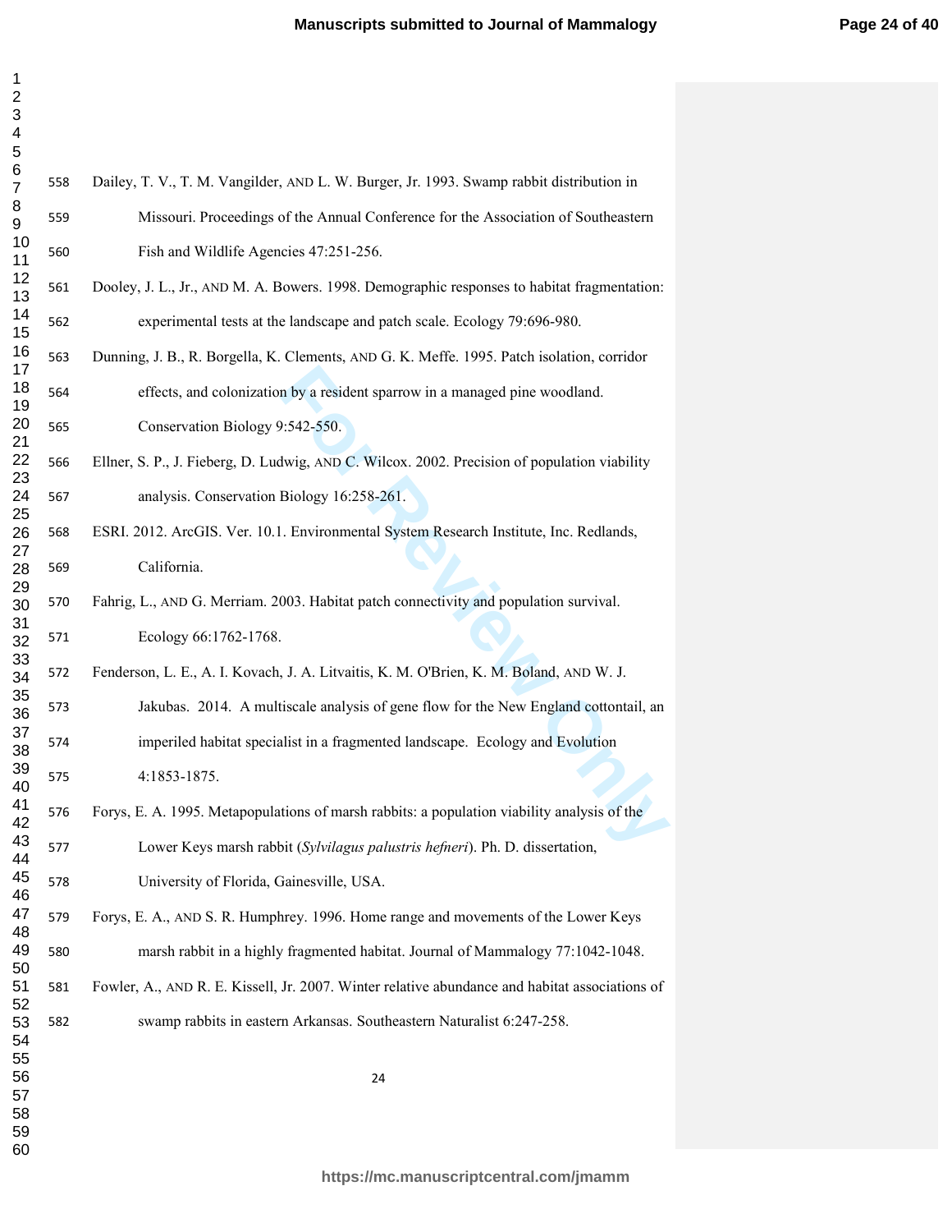Dailey, T. V., T. M. Vangilder, AND L. W. Burger, Jr. 1993. Swamp rabbit distribution in Missouri. Proceedings of the Annual Conference for the Association of Southeastern Fish and Wildlife Agencies 47:251-256.

Dooley, J. L., Jr., AND M. A. Bowers. 1998. Demographic responses to habitat fragmentation: experimental tests at the landscape and patch scale. Ecology 79:696-980.

Dunning, J. B., R. Borgella, K. Clements, AND G. K. Meffe. 1995. Patch isolation, corridor effects, and colonization by a resident sparrow in a managed pine woodland. Conservation Biology 9:542-550.

Ellner, S. P., J. Fieberg, D. Ludwig, AND C. Wilcox. 2002. Precision of population viability analysis. Conservation Biology 16:258-261.

ESRI. 2012. ArcGIS. Ver. 10.1. Environmental System Research Institute, Inc. Redlands, California.

Fahrig, L., AND G. Merriam. 2003. Habitat patch connectivity and population survival. Ecology 66:1762-1768.

Fenderson, L. E., A. I. Kovach, J. A. Litvaitis, K. M. O'Brien, K. M. Boland, AND W. J. Jakubas. 2014. A multiscale analysis of gene flow for the New England cottontail, an imperiled habitat specialist in a fragmented landscape. Ecology and Evolution 4:1853-1875.

Forys, E. A. 1995. Metapopulations of marsh rabbits: a population viability analysis of the Lower Keys marsh rabbit (*Sylvilagus palustris hefneri*). Ph. D. dissertation, University of Florida, Gainesville, USA.

Forys, E. A., AND S. R. Humphrey. 1996. Home range and movements of the Lower Keys marsh rabbit in a highly fragmented habitat. Journal of Mammalogy 77:1042-1048.

Fowler, A., AND R. E. Kissell, Jr. 2007. Winter relative abundance and habitat associations of swamp rabbits in eastern Arkansas. Southeastern Naturalist 6:247-258.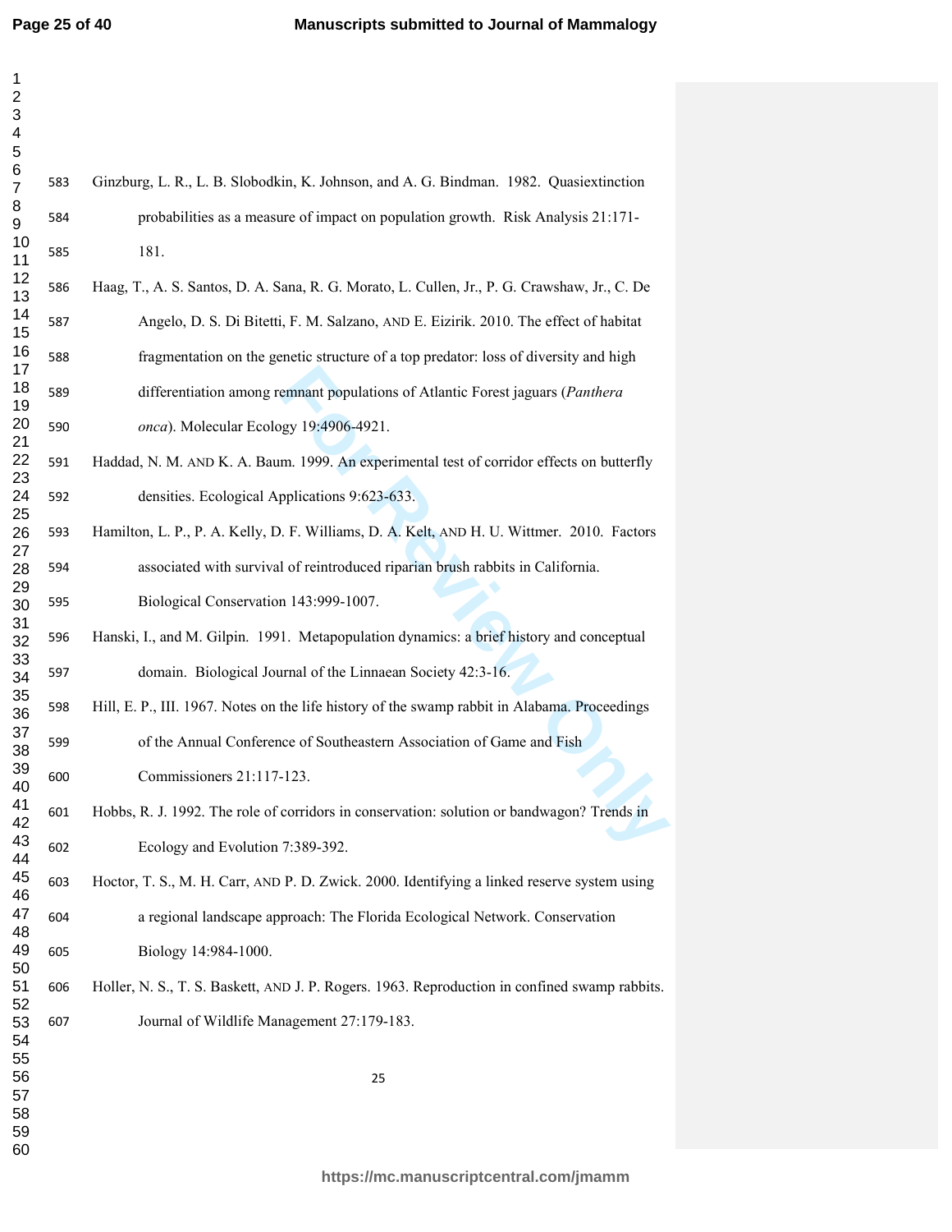Ginzburg, L. R., L. B. Slobodkin, K. Johnson, and A. G. Bindman. 1982. Quasiextinction probabilities as a measure of impact on population growth. Risk Analysis 21:171-181.

Haag, T., A. S. Santos, D. A. Sana, R. G. Morato, L. Cullen, Jr., P. G. Crawshaw, Jr., C. De Angelo, D. S. Di Bitetti, F. M. Salzano, AND E. Eizirik. 2010. The effect of habitat fragmentation on the genetic structure of a top predator: loss of diversity and high differentiation among remnant populations of Atlantic Forest jaguars (*Panthera onca*). Molecular Ecology 19:4906-4921.

Haddad, N. M. AND K. A. Baum. 1999. An experimental test of corridor effects on butterfly densities. Ecological Applications 9:623-633.

Hamilton, L. P., P. A. Kelly, D. F. Williams, D. A. Kelt, AND H. U. Wittmer. 2010. Factors associated with survival of reintroduced riparian brush rabbits in California. Biological Conservation 143:999-1007.

Hanski, I., and M. Gilpin. 1991. Metapopulation dynamics: a brief history and conceptual domain. Biological Journal of the Linnaean Society 42:3-16.

Hill, E. P., III. 1967. Notes on the life history of the swamp rabbit in Alabama. Proceedings of the Annual Conference of Southeastern Association of Game and Fish Commissioners 21:117-123.

Hobbs, R. J. 1992. The role of corridors in conservation: solution or bandwagon? Trends in Ecology and Evolution 7:389-392.

Hoctor, T. S., M. H. Carr, AND P. D. Zwick. 2000. Identifying a linked reserve system using a regional landscape approach: The Florida Ecological Network. Conservation Biology 14:984-1000.

Holler, N. S., T. S. Baskett, AND J. P. Rogers. 1963. Reproduction in confined swamp rabbits. Journal of Wildlife Management 27:179-183.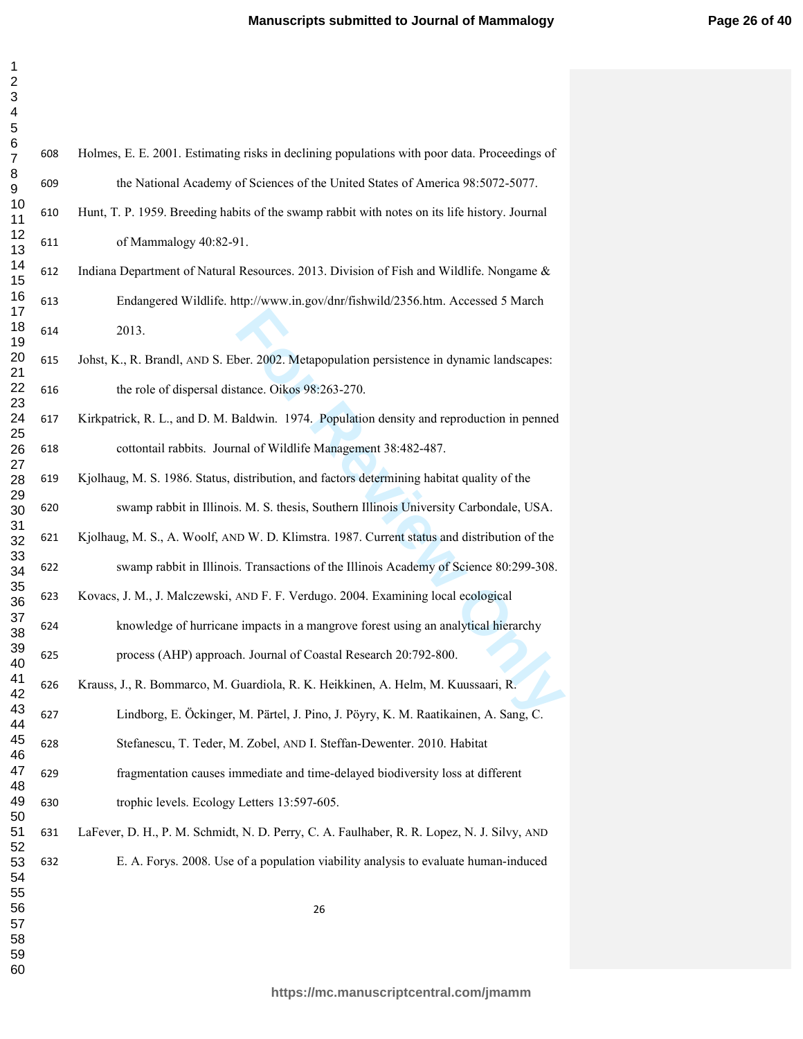Holmes, E. E. 2001. Estimating risks in declining populations with poor data. Proceedings of the National Academy of Sciences of the United States of America 98:5072-5077.

Hunt, T. P. 1959. Breeding habits of the swamp rabbit with notes on its life history. Journal of Mammalogy 40:82-91.

Indiana Department of Natural Resources. 2013. Division of Fish and Wildlife. Nongame & Endangered Wildlife. http://www.in.gov/dnr/fishwild/2356.htm. Accessed 5 March 2013.

Johst, K., R. Brandl, AND S. Eber. 2002. Metapopulation persistence in dynamic landscapes: the role of dispersal distance. Oikos 98:263-270.

Kirkpatrick, R. L., and D. M. Baldwin. 1974. Population density and reproduction in penned cottontail rabbits. Journal of Wildlife Management 38:482-487.

Kjolhaug, M. S. 1986. Status, distribution, and factors determining habitat quality of the swamp rabbit in Illinois. M. S. thesis, Southern Illinois University Carbondale, USA.

Kjolhaug, M. S., A. Woolf, AND W. D. Klimstra. 1987. Current status and distribution of the swamp rabbit in Illinois. Transactions of the Illinois Academy of Science 80:299-308.

Kovacs, J. M., J. Malczewski, AND F. F. Verdugo. 2004. Examining local ecological knowledge of hurricane impacts in a mangrove forest using an analytical hierarchy process (AHP) approach. Journal of Coastal Research 20:792-800.

Krauss, J., R. Bommarco, M. Guardiola, R. K. Heikkinen, A. Helm, M. Kuussaari, R. Lindborg, E. Öckinger, M. Pärtel, J. Pino, J. Pöyry, K. M. Raatikainen, A. Sang, C. Stefanescu, T. Teder, M. Zobel, AND I. Steffan-Dewenter. 2010. Habitat fragmentation causes immediate and time-delayed biodiversity loss at different trophic levels. Ecology Letters 13:597-605.

LaFever, D. H., P. M. Schmidt, N. D. Perry, C. A. Faulhaber, R. R. Lopez, N. J. Silvy, AND E. A. Forys. 2008. Use of a population viability analysis to evaluate human-induced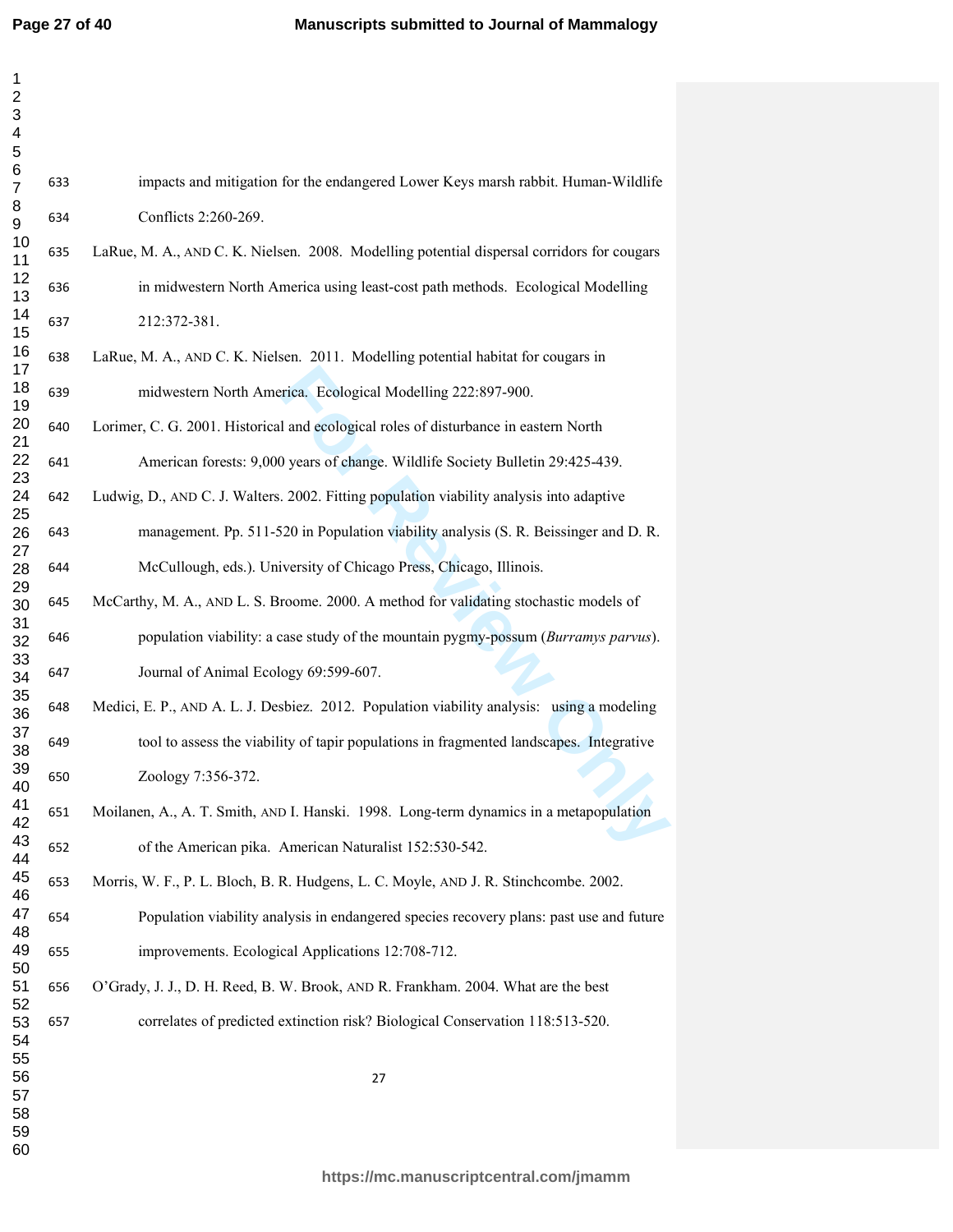impacts and mitigation for the endangered Lower Keys marsh rabbit. Human-Wildlife Conflicts 2:260-269.

LaRue, M. A., AND C. K. Nielsen. 2008. Modelling potential dispersal corridors for cougars in midwestern North America using least-cost path methods. Ecological Modelling 212:372-381.

LaRue, M. A., AND C. K. Nielsen. 2011. Modelling potential habitat for cougars in midwestern North America. Ecological Modelling 222:897-900.

Lorimer, C. G. 2001. Historical and ecological roles of disturbance in eastern North American forests: 9,000 years of change. Wildlife Society Bulletin 29:425-439.

Ludwig, D., AND C. J. Walters. 2002. Fitting population viability analysis into adaptive management. Pp. 511-520 in Population viability analysis (S. R. Beissinger and D. R. McCullough, eds.). University of Chicago Press, Chicago, Illinois.

McCarthy, M. A., AND L. S. Broome. 2000. A method for validating stochastic models of population viability: a case study of the mountain pygmy-possum (*Burramys parvus*). Journal of Animal Ecology 69:599-607.

Medici, E. P., AND A. L. J. Desbiez. 2012. Population viability analysis: using a modeling tool to assess the viability of tapir populations in fragmented landscapes. Integrative Zoology 7:356-372.

Moilanen, A., A. T. Smith, AND I. Hanski. 1998. Long-term dynamics in a metapopulation of the American pika. American Naturalist 152:530-542.

Morris, W. F., P. L. Bloch, B. R. Hudgens, L. C. Moyle, AND J. R. Stinchcombe. 2002. Population viability analysis in endangered species recovery plans: past use and future improvements. Ecological Applications 12:708-712.

O'Grady, J. J., D. H. Reed, B. W. Brook, AND R. Frankham. 2004. What are the best correlates of predicted extinction risk? Biological Conservation 118:513-520.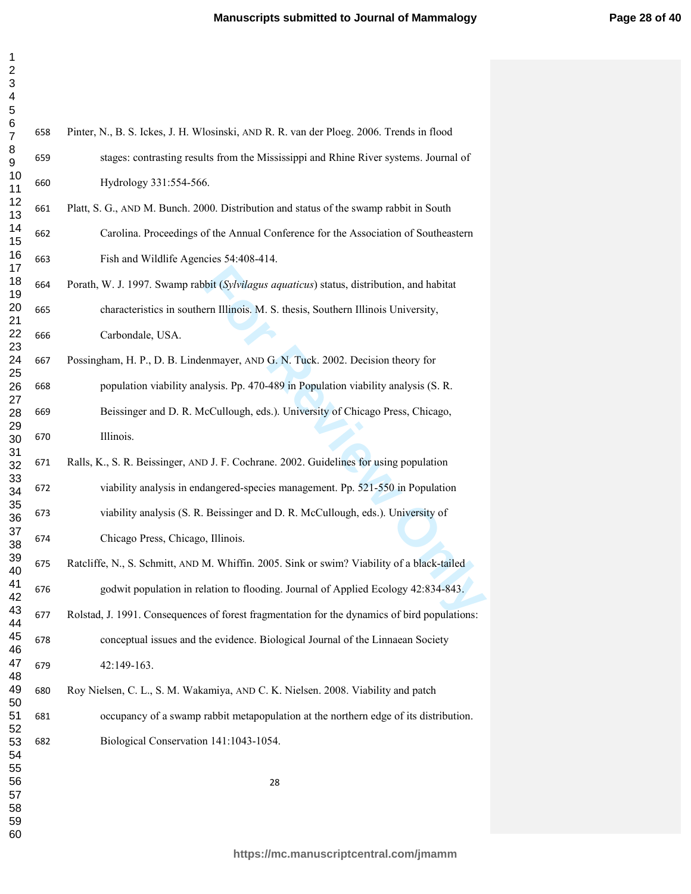Pinter, N., B. S. Ickes, J. H. Wlosinski, AND R. R. van der Ploeg. 2006. Trends in flood stages: contrasting results from the Mississippi and Rhine River systems. Journal of Hydrology 331:554-566.

Platt, S. G., AND M. Bunch. 2000. Distribution and status of the swamp rabbit in South Carolina. Proceedings of the Annual Conference for the Association of Southeastern Fish and Wildlife Agencies 54:408-414.

Porath, W. J. 1997. Swamp rabbit (*Sylvilagus aquaticus*) status, distribution, and habitat characteristics in southern Illinois. M. S. thesis, Southern Illinois University, Carbondale, USA.

Possingham, H. P., D. B. Lindenmayer, AND G. N. Tuck. 2002. Decision theory for population viability analysis. Pp. 470-489 in Population viability analysis (S. R. Beissinger and D. R. McCullough, eds.). University of Chicago Press, Chicago, Illinois.

Ralls, K., S. R. Beissinger, AND J. F. Cochrane. 2002. Guidelines for using population viability analysis in endangered-species management. Pp. 521-550 in Population viability analysis (S. R. Beissinger and D. R. McCullough, eds.). University of Chicago Press, Chicago, Illinois.

Ratcliffe, N., S. Schmitt, AND M. Whiffin. 2005. Sink or swim? Viability of a black-tailed godwit population in relation to flooding. Journal of Applied Ecology 42:834-843.

Rolstad, J. 1991. Consequences of forest fragmentation for the dynamics of bird populations: conceptual issues and the evidence. Biological Journal of the Linnaean Society 42:149-163.

Roy Nielsen, C. L., S. M. Wakamiya, AND C. K. Nielsen. 2008. Viability and patch occupancy of a swamp rabbit metapopulation at the northern edge of its distribution. Biological Conservation 141:1043-1054.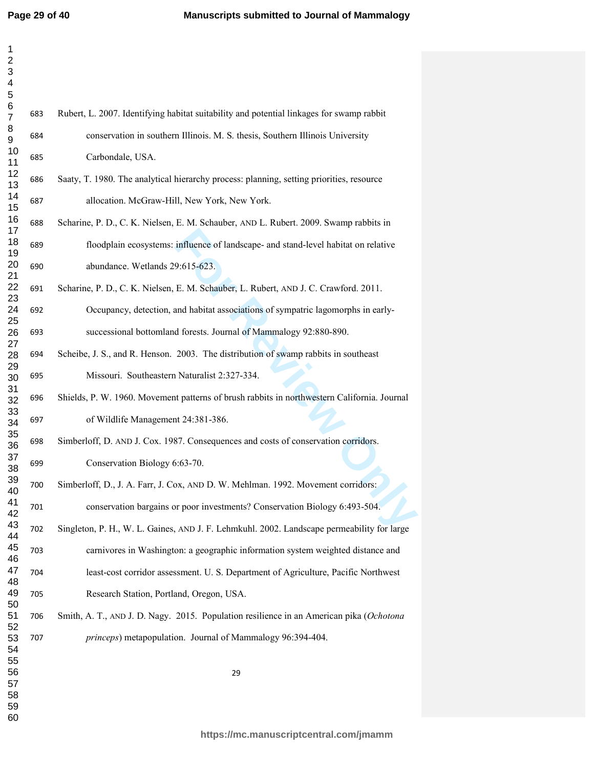Rubert, L. 2007. Identifying habitat suitability and potential linkages for swamp rabbit conservation in southern Illinois. M. S. thesis, Southern Illinois University Carbondale, USA.

Saaty, T. 1980. The analytical hierarchy process: planning, setting priorities, resource allocation. McGraw-Hill, New York, New York.

Scharine, P. D., C. K. Nielsen, E. M. Schauber, AND L. Rubert. 2009. Swamp rabbits in floodplain ecosystems: influence of landscape- and stand-level habitat on relative abundance. Wetlands 29:615-623.

Scharine, P. D., C. K. Nielsen, E. M. Schauber, L. Rubert, AND J. C. Crawford. 2011. Occupancy, detection, and habitat associations of sympatric lagomorphs in early-successional bottomland forests. Journal of Mammalogy 92:880-890.

Scheibe, J. S., and R. Henson. 2003. The distribution of swamp rabbits in southeast Missouri. Southeastern Naturalist 2:327-334.

Shields, P. W. 1960. Movement patterns of brush rabbits in northwestern California. Journal of Wildlife Management 24:381-386.

Simberloff, D. AND J. Cox. 1987. Consequences and costs of conservation corridors. Conservation Biology 6:63-70.

Simberloff, D., J. A. Farr, J. Cox, AND D. W. Mehlman. 1992. Movement corridors: conservation bargains or poor investments? Conservation Biology 6:493-504.

Singleton, P. H., W. L. Gaines, AND J. F. Lehmkuhl. 2002. Landscape permeability for large carnivores in Washington: a geographic information system weighted distance and least-cost corridor assessment. U. S. Department of Agriculture, Pacific Northwest Research Station, Portland, Oregon, USA.

Smith, A. T., AND J. D. Nagy. 2015. Population resilience in an American pika (*Ochotona princeps*) metapopulation. Journal of Mammalogy 96:394-404.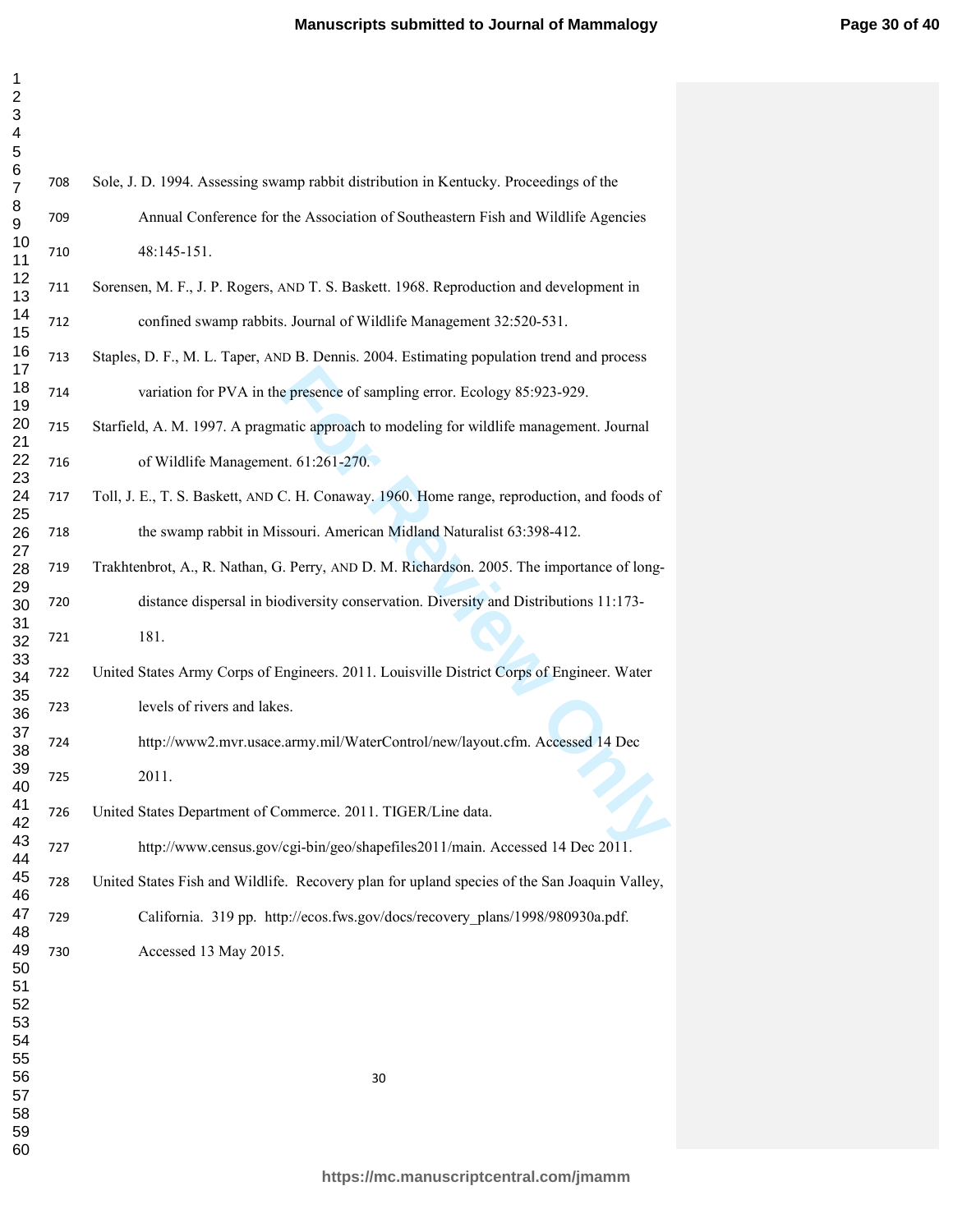Sole, J. D. 1994. Assessing swamp rabbit distribution in Kentucky. Proceedings of the Annual Conference for the Association of Southeastern Fish and Wildlife Agencies 48:145-151.

Sorensen, M. F., J. P. Rogers, AND T. S. Baskett. 1968. Reproduction and development in confined swamp rabbits. Journal of Wildlife Management 32:520-531.

Staples, D. F., M. L. Taper, AND B. Dennis. 2004. Estimating population trend and process variation for PVA in the presence of sampling error. Ecology 85:923-929.

Starfield, A. M. 1997. A pragmatic approach to modeling for wildlife management. Journal of Wildlife Management. 61:261-270.

Toll, J. E., T. S. Baskett, AND C. H. Conaway. 1960. Home range, reproduction, and foods of the swamp rabbit in Missouri. American Midland Naturalist 63:398-412.

Trakhtenbrot, A., R. Nathan, G. Perry, AND D. M. Richardson. 2005. The importance of long-distance dispersal in biodiversity conservation. Diversity and Distributions 11:173-181.

United States Army Corps of Engineers. 2011. Louisville District Corps of Engineer. Water levels of rivers and lakes. http://www2.mvr.usace.army.mil/WaterControl/new/layout.cfm. Accessed 14 Dec 2011.

United States Department of Commerce. 2011. TIGER/Line data. http://www.census.gov/cgi-bin/geo/shapefiles2011/main. Accessed 14 Dec 2011.

United States Fish and Wildlife. Recovery plan for upland species of the San Joaquin Valley, California. 319 pp. http://ecos.fws.gov/docs/recovery_plans/1998/980930a.pdf. Accessed 13 May 2015.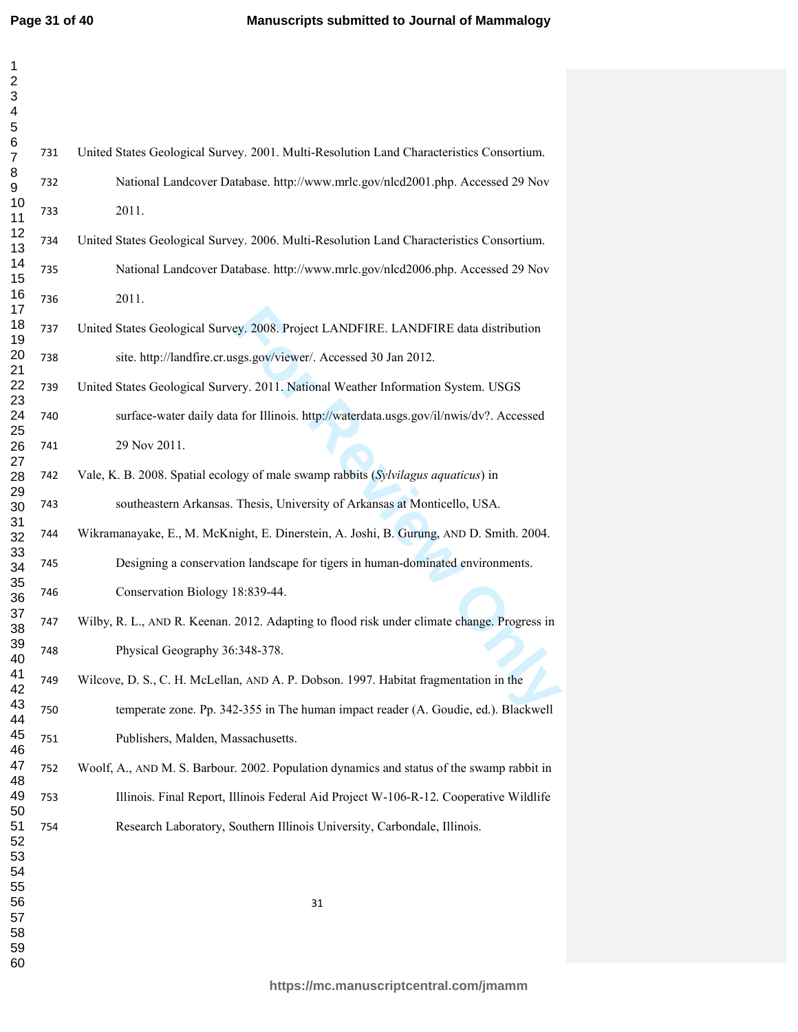United States Geological Survey. 2001. Multi-Resolution Land Characteristics Consortium. National Landcover Database. http://www.mrlc.gov/nlcd2001.php. Accessed 29 Nov 2011.

United States Geological Survey. 2006. Multi-Resolution Land Characteristics Consortium. National Landcover Database. http://www.mrlc.gov/nlcd2006.php. Accessed 29 Nov 2011.

United States Geological Survey. 2008. Project LANDFIRE. LANDFIRE data distribution site. http://landfire.cr.usgs.gov/viewer/. Accessed 30 Jan 2012.

United States Geological Survery. 2011. National Weather Information System. USGS surface-water daily data for Illinois. http://waterdata.usgs.gov/il/nwis/dv?. Accessed 29 Nov 2011.

Vale, K. B. 2008. Spatial ecology of male swamp rabbits (*Sylvilagus aquaticus*) in southeastern Arkansas. Thesis, University of Arkansas at Monticello, USA.

Wikramanayake, E., M. McKnight, E. Dinerstein, A. Joshi, B. Gurung, AND D. Smith. 2004. Designing a conservation landscape for tigers in human-dominated environments. Conservation Biology 18:839-44.

Wilby, R. L., AND R. Keenan. 2012. Adapting to flood risk under climate change. Progress in Physical Geography 36:348-378.

Wilcove, D. S., C. H. McLellan, AND A. P. Dobson. 1997. Habitat fragmentation in the temperate zone. Pp. 342-355 in The human impact reader (A. Goudie, ed.). Blackwell Publishers, Malden, Massachusetts.

Woolf, A., AND M. S. Barbour. 2002. Population dynamics and status of the swamp rabbit in Illinois. Final Report, Illinois Federal Aid Project W-106-R-12. Cooperative Wildlife Research Laboratory, Southern Illinois University, Carbondale, Illinois.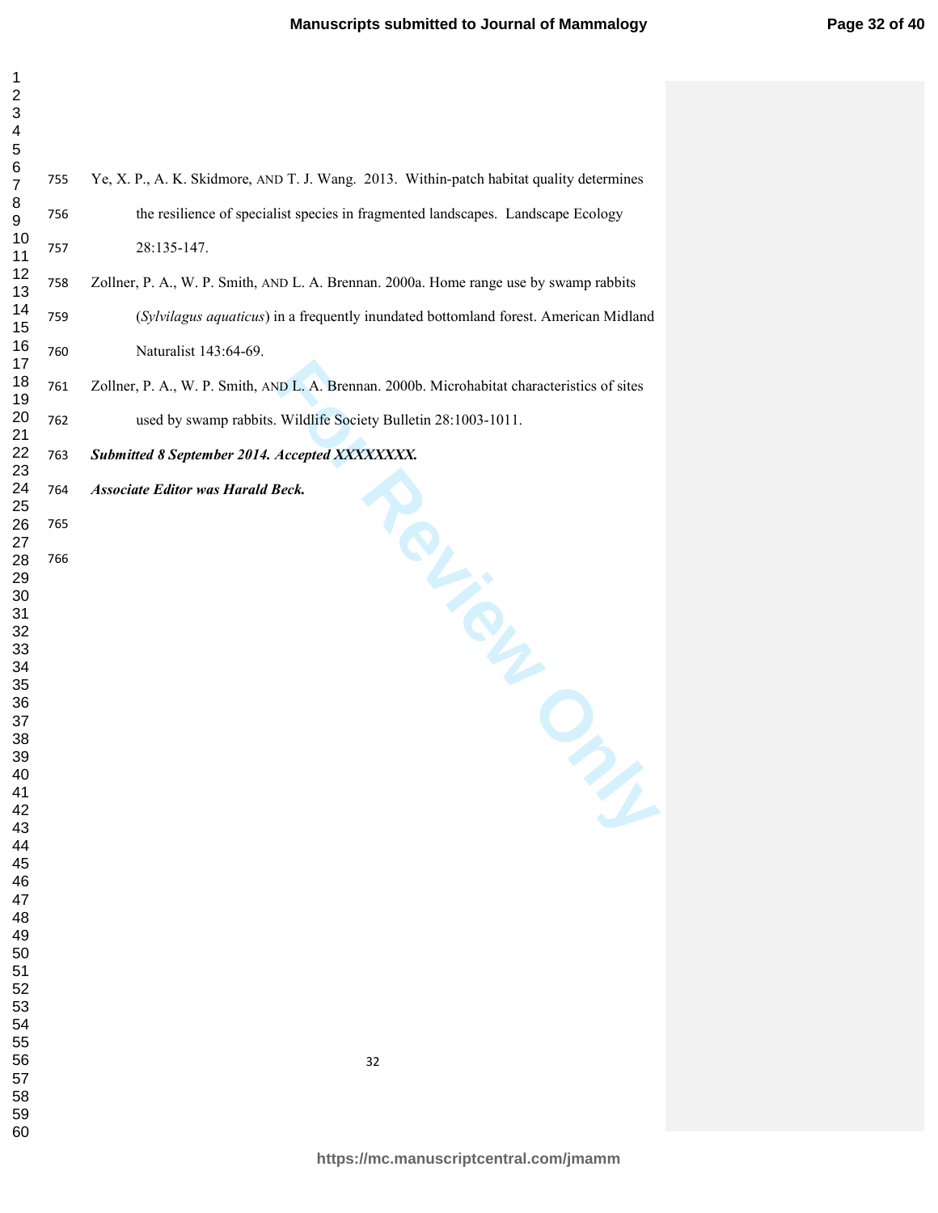Ye, X. P., A. K. Skidmore, AND T. J. Wang. 2013. Within-patch habitat quality determines the resilience of specialist species in fragmented landscapes. Landscape Ecology 28:135-147.

Zollner, P. A., W. P. Smith, AND L. A. Brennan. 2000a. Home range use by swamp rabbits (*Sylvilagus aquaticus*) in a frequently inundated bottomland forest. American Midland Naturalist 143:64-69.

Zollner, P. A., W. P. Smith, AND L. A. Brennan. 2000b. Microhabitat characteristics of sites used by swamp rabbits. Wildlife Society Bulletin 28:1003-1011.

***Submitted 8 September 2014. Accepted XXXXXXXX.***

***Associate Editor was Harald Beck.***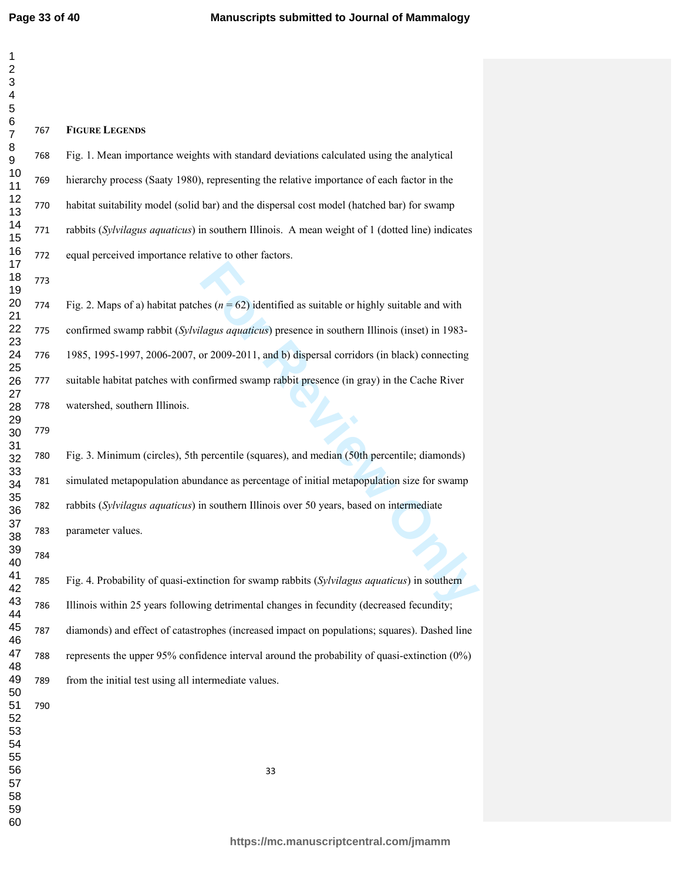## Figure Legends

Fig. 1. Mean importance weights with standard deviations calculated using the analytical hierarchy process (Saaty 1980), representing the relative importance of each factor in the habitat suitability model (solid bar) and the dispersal cost model (hatched bar) for swamp rabbits (*Sylvilagus aquaticus*) in southern Illinois. A mean weight of 1 (dotted line) indicates equal perceived importance relative to other factors.

Fig. 2. Maps of a) habitat patches ($n = 62$) identified as suitable or highly suitable and with confirmed swamp rabbit (*Sylvilagus aquaticus*) presence in southern Illinois (inset) in 1983-1985, 1995-1997, 2006-2007, or 2009-2011, and b) dispersal corridors (in black) connecting suitable habitat patches with confirmed swamp rabbit presence (in gray) in the Cache River watershed, southern Illinois.

Fig. 3. Minimum (circles), 5th percentile (squares), and median (50th percentile; diamonds) simulated metapopulation abundance as percentage of initial metapopulation size for swamp rabbits (*Sylvilagus aquaticus*) in southern Illinois over 50 years, based on intermediate parameter values.

Fig. 4. Probability of quasi-extinction for swamp rabbits (*Sylvilagus aquaticus*) in southern Illinois within 25 years following detrimental changes in fecundity (decreased fecundity; diamonds) and effect of catastrophes (increased impact on populations; squares). Dashed line represents the upper 95% confidence interval around the probability of quasi-extinction (0%) from the initial test using all intermediate values.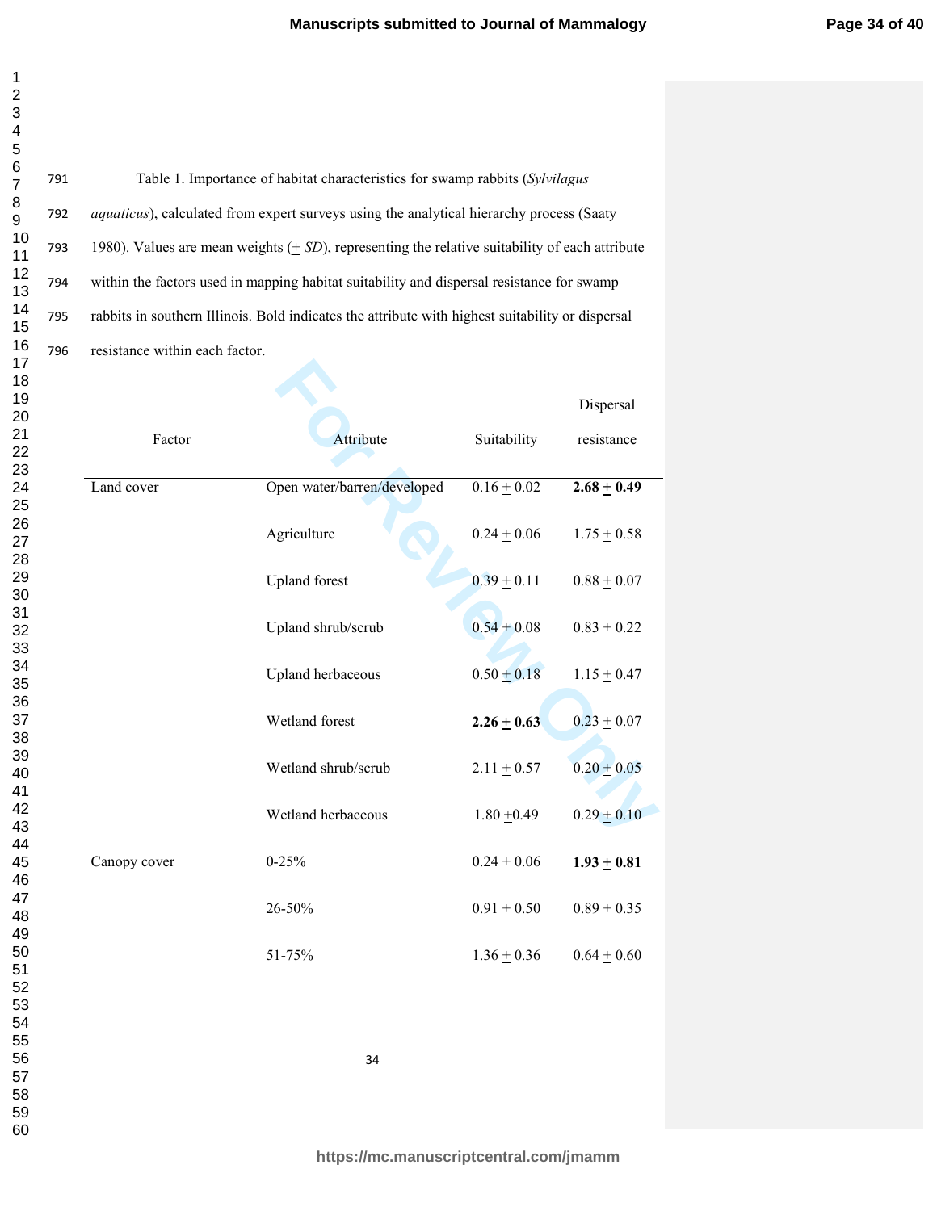Table 1. Importance of habitat characteristics for swamp rabbits (*Sylvilagus aquaticus*), calculated from expert surveys using the analytical hierarchy process (Saaty 1980). Values are mean weights (± *SD*), representing the relative suitability of each attribute within the factors used in mapping habitat suitability and dispersal resistance for swamp rabbits in southern Illinois. Bold indicates the attribute with highest suitability or dispersal resistance within each factor.

| Factor | Attribute | Suitability | Dispersal resistance |
|---|---|---|---|
| Land cover | Open water/barren/developed | 0.16 ± 0.02 | **2.68 ± 0.49** |
| | Agriculture | 0.24 ± 0.06 | 1.75 ± 0.58 |
| | Upland forest | 0.39 ± 0.11 | 0.88 ± 0.07 |
| | Upland shrub/scrub | 0.54 ± 0.08 | 0.83 ± 0.22 |
| | Upland herbaceous | 0.50 ± 0.18 | 1.15 ± 0.47 |
| | Wetland forest | **2.26 ± 0.63** | 0.23 ± 0.07 |
| | Wetland shrub/scrub | 2.11 ± 0.57 | 0.20 ± 0.05 |
| | Wetland herbaceous | 1.80 ±0.49 | 0.29 ± 0.10 |
| Canopy cover | 0-25% | 0.24 ± 0.06 | **1.93 ± 0.81** |
| | 26-50% | 0.91 ± 0.50 | 0.89 ± 0.35 |
| | 51-75% | 1.36 ± 0.36 | 0.64 ± 0.60 |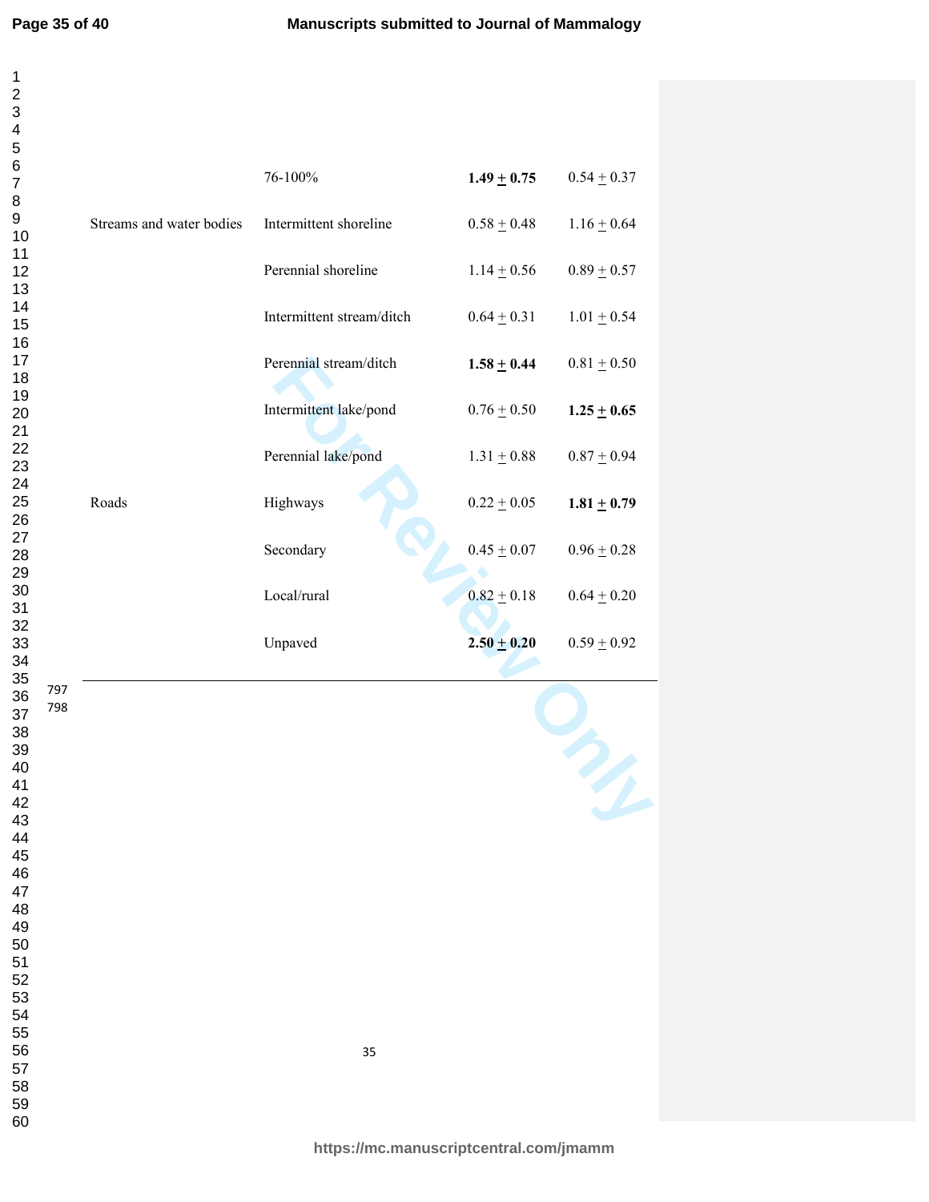| | | | |
|---|---|---|---|
| | 76-100% | **1.49 ± 0.75** | 0.54 ± 0.37 |
| Streams and water bodies | Intermittent shoreline | 0.58 ± 0.48 | 1.16 ± 0.64 |
| | Perennial shoreline | 1.14 ± 0.56 | 0.89 ± 0.57 |
| | Intermittent stream/ditch | 0.64 ± 0.31 | 1.01 ± 0.54 |
| | Perennial stream/ditch | **1.58 ± 0.44** | 0.81 ± 0.50 |
| | Intermittent lake/pond | 0.76 ± 0.50 | **1.25 ± 0.65** |
| | Perennial lake/pond | 1.31 ± 0.88 | 0.87 ± 0.94 |
| Roads | Highways | 0.22 ± 0.05 | **1.81 ± 0.79** |
| | Secondary | 0.45 ± 0.07 | 0.96 ± 0.28 |
| | Local/rural | 0.82 ± 0.18 | 0.64 ± 0.20 |
| | Unpaved | **2.50 ± 0.20** | 0.59 ± 0.92 |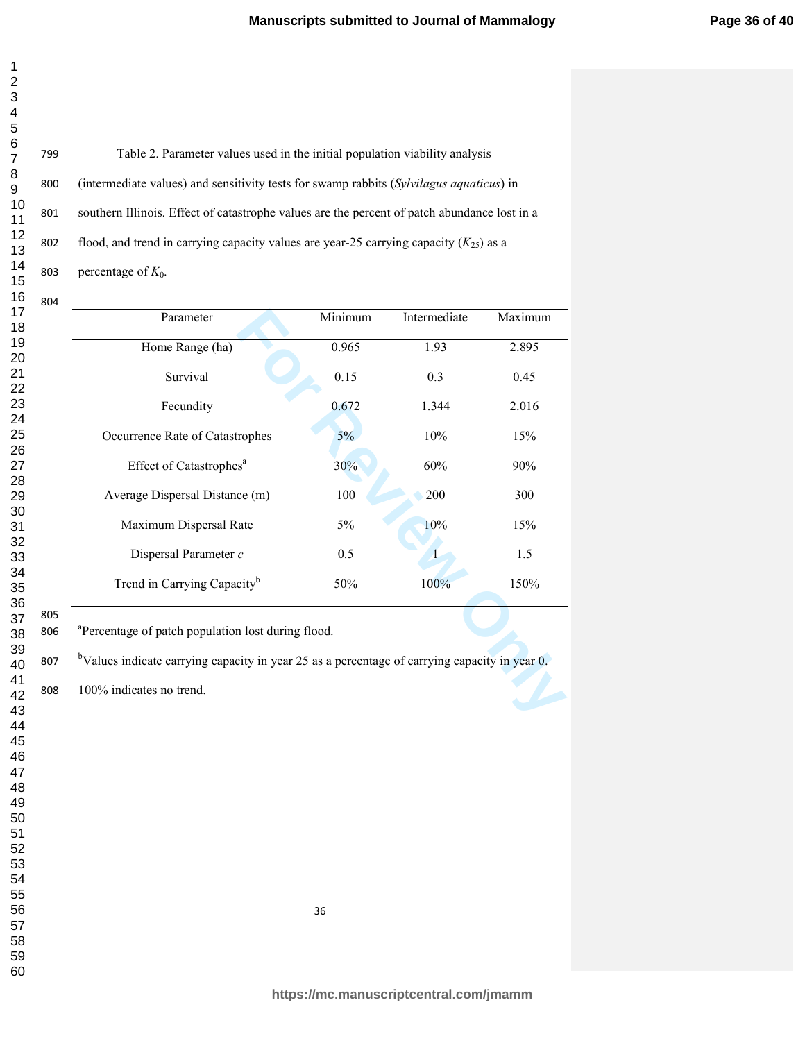Table 2. Parameter values used in the initial population viability analysis (intermediate values) and sensitivity tests for swamp rabbits (*Sylvilagus aquaticus*) in southern Illinois. Effect of catastrophe values are the percent of patch abundance lost in a flood, and trend in carrying capacity values are year-25 carrying capacity ($K_{25}$) as a percentage of $K_0$.

| Parameter | Minimum | Intermediate | Maximum |
|---|---|---|---|
| Home Range (ha) | 0.965 | 1.93 | 2.895 |
| Survival | 0.15 | 0.3 | 0.45 |
| Fecundity | 0.672 | 1.344 | 2.016 |
| Occurrence Rate of Catastrophes | 5% | 10% | 15% |
| Effect of Catastrophes[a] | 30% | 60% | 90% |
| Average Dispersal Distance (m) | 100 | 200 | 300 |
| Maximum Dispersal Rate | 5% | 10% | 15% |
| Dispersal Parameter *c* | 0.5 | 1 | 1.5 |
| Trend in Carrying Capacity[b] | 50% | 100% | 150% |

[a]Percentage of patch population lost during flood.

[b]Values indicate carrying capacity in year 25 as a percentage of carrying capacity in year 0. 100% indicates no trend.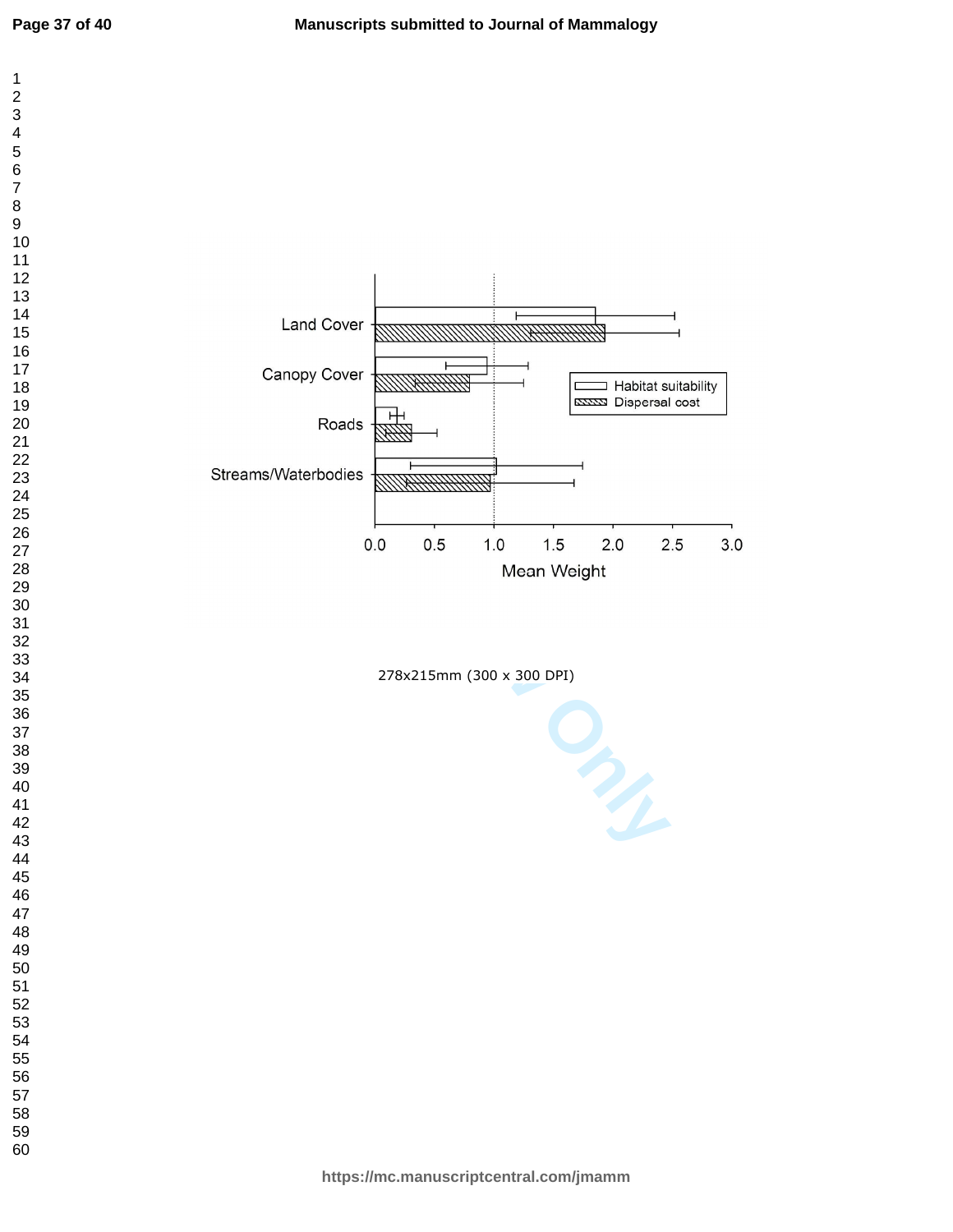278x215mm (300 x 300 DPI)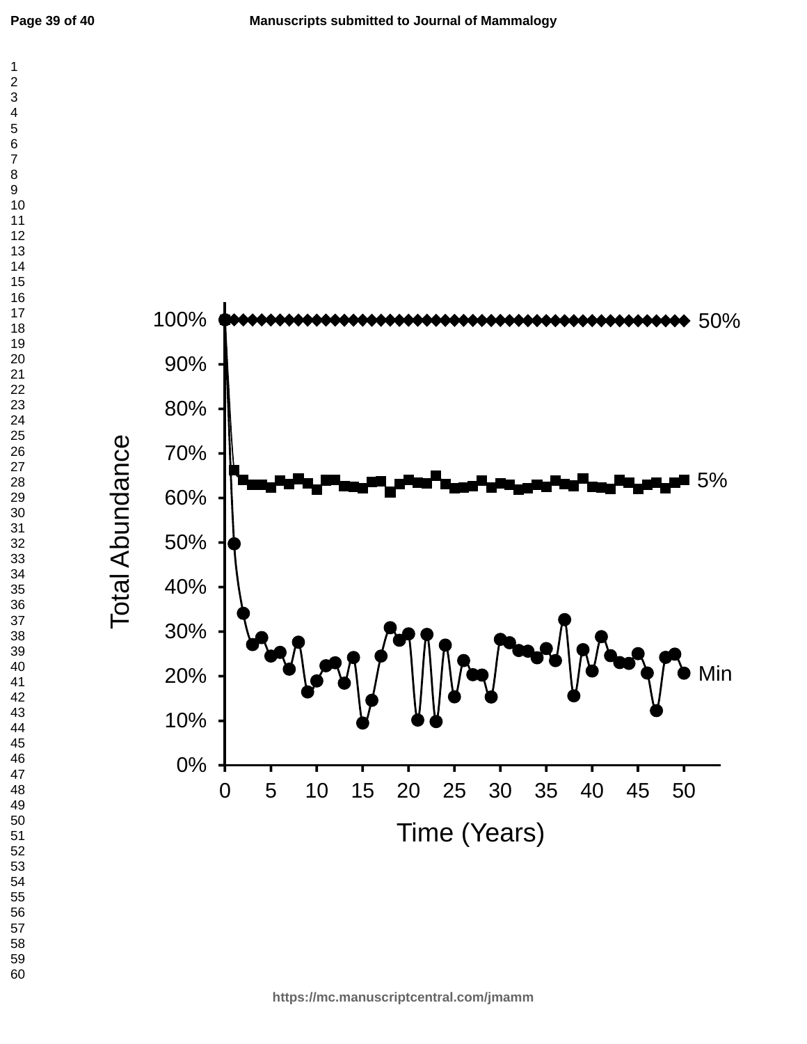100%
90%
80%
70%
60%
50%
40%
30%
20%
10%
0%

Total Abundance

0 5 10 15 20 25 30 35 40 45 50

Time (Years)

50%

5%

Min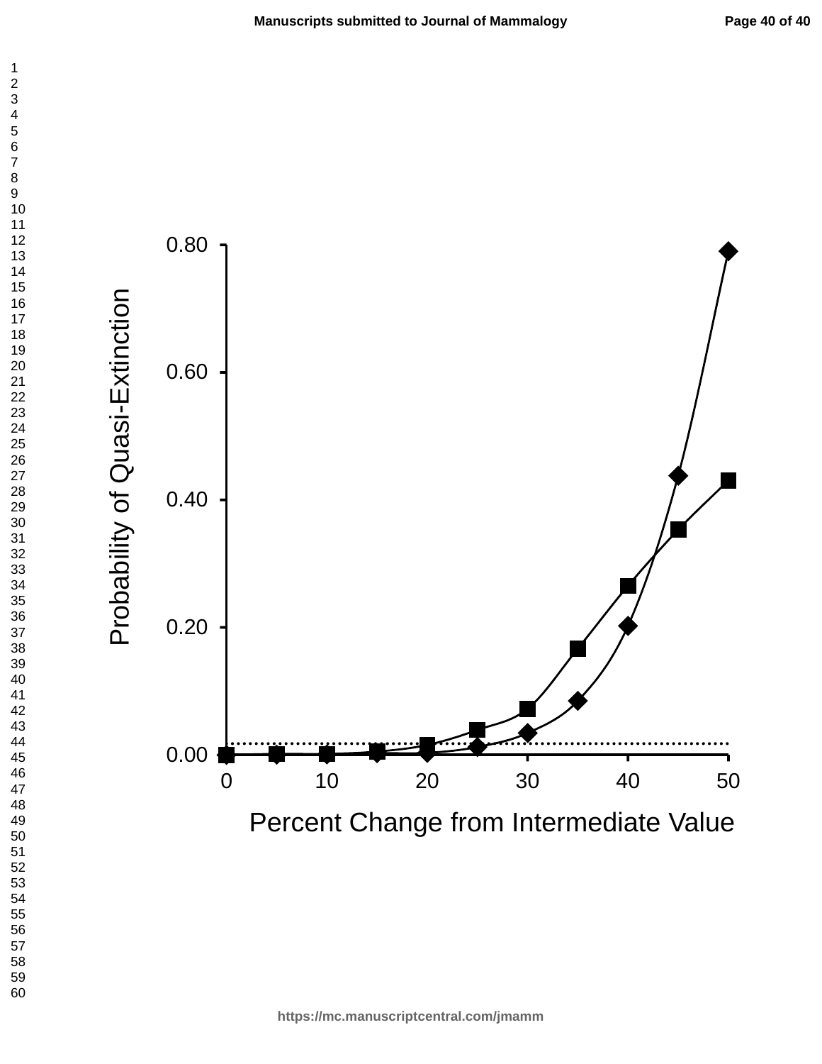0.80

0.60

0.40

0.20

0.00

0

10

20

30

40

50

Probability of Quasi-Extinction

Percent Change from Intermediate Value